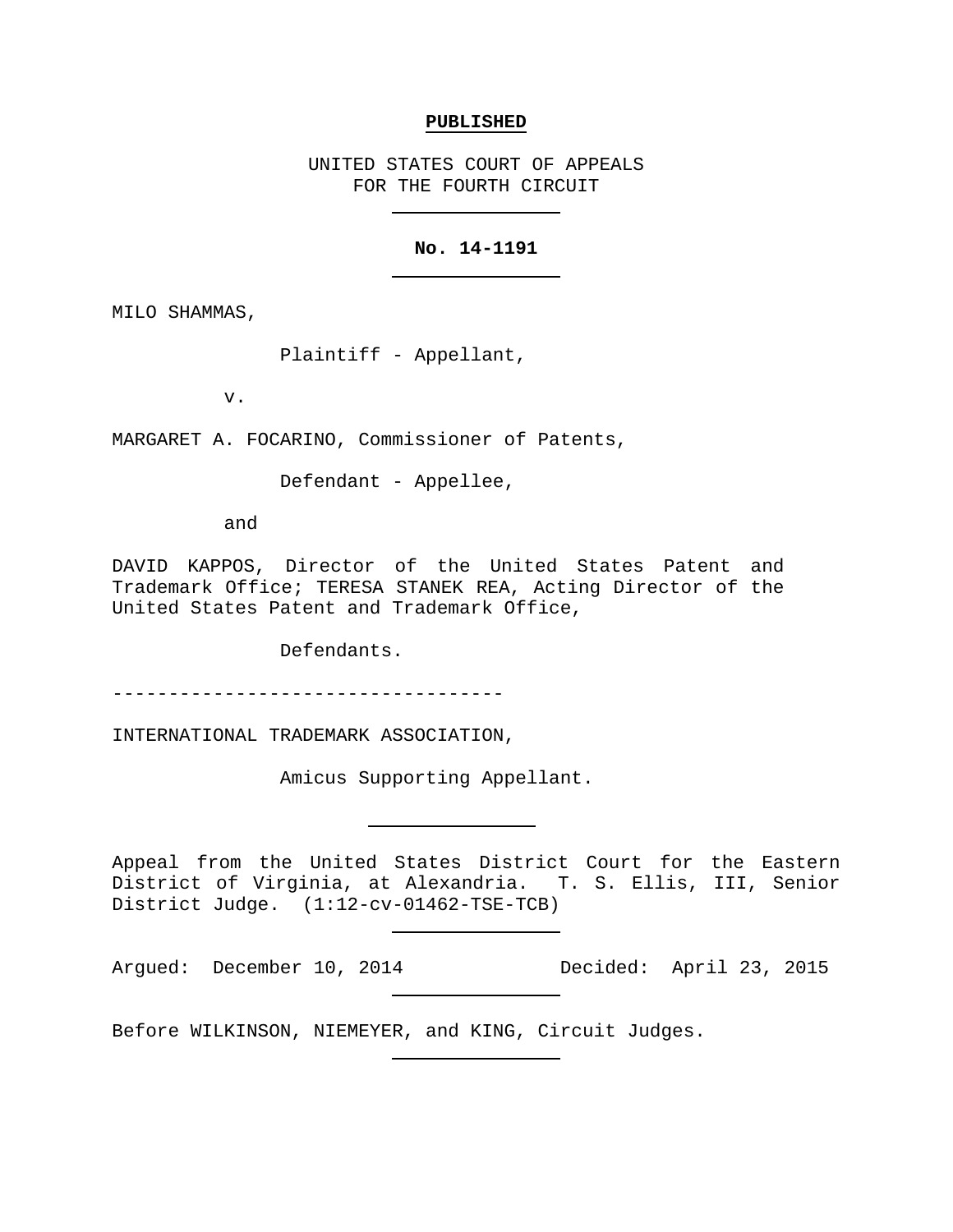**PUBLISHED**

UNITED STATES COURT OF APPEALS
FOR THE FOURTH CIRCUIT

---

**No. 14-1191**

---

MILO SHAMMAS,

Plaintiff - Appellant,

v.

MARGARET A. FOCARINO, Commissioner of Patents,

Defendant - Appellee,

and

DAVID KAPPOS, Director of the United States Patent and Trademark Office; TERESA STANEK REA, Acting Director of the United States Patent and Trademark Office,

Defendants.

----------------------------------

INTERNATIONAL TRADEMARK ASSOCIATION,

Amicus Supporting Appellant.

---

Appeal from the United States District Court for the Eastern District of Virginia, at Alexandria. T. S. Ellis, III, Senior District Judge. (1:12-cv-01462-TSE-TCB)

---

Argued: December 10, 2014 Decided: April 23, 2015

---

Before WILKINSON, NIEMEYER, and KING, Circuit Judges.

---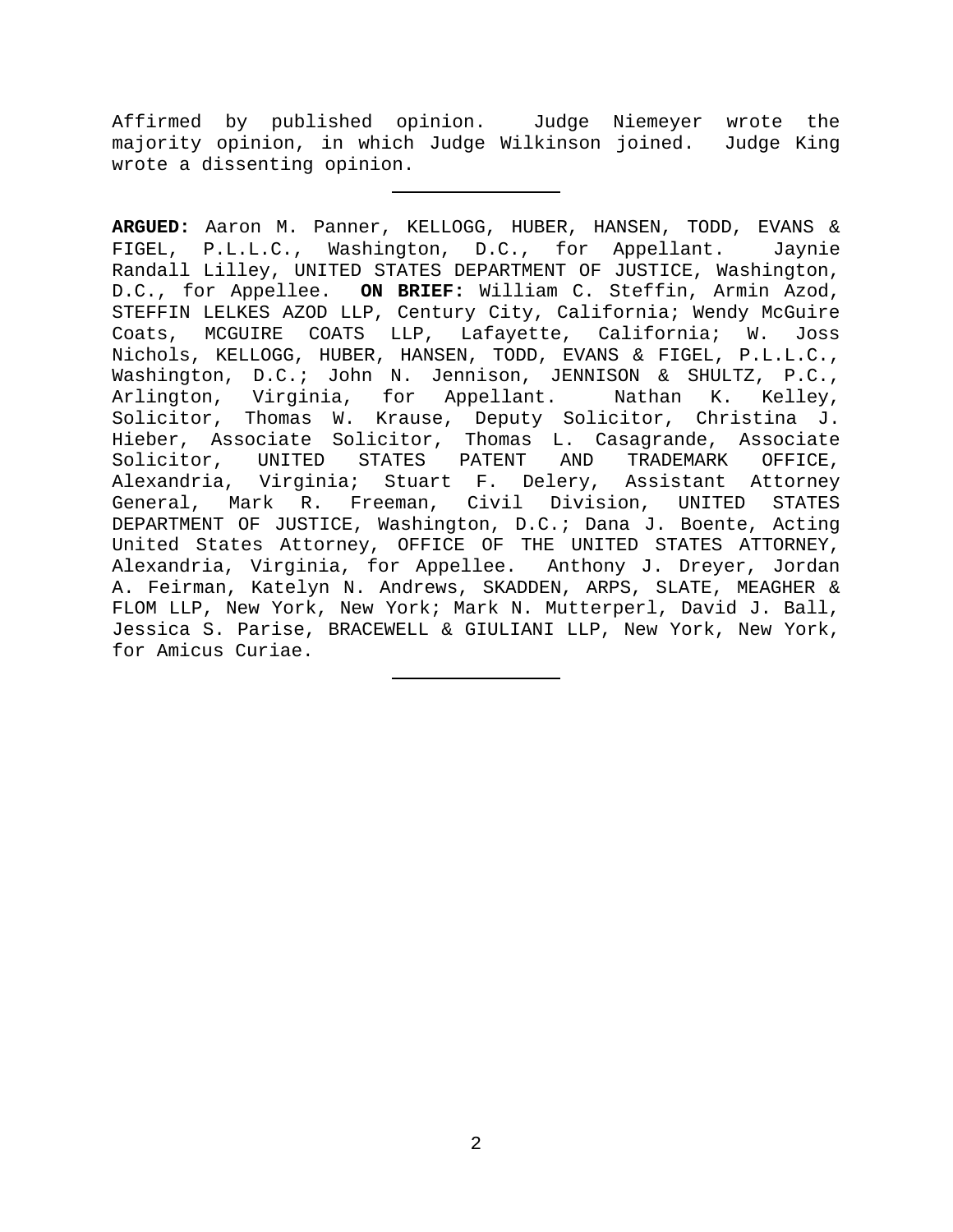Affirmed by published opinion. Judge Niemeyer wrote the majority opinion, in which Judge Wilkinson joined. Judge King wrote a dissenting opinion.

---

**ARGUED:** Aaron M. Panner, KELLOGG, HUBER, HANSEN, TODD, EVANS & FIGEL, P.L.L.C., Washington, D.C., for Appellant. Jaynie Randall Lilley, UNITED STATES DEPARTMENT OF JUSTICE, Washington, D.C., for Appellee. **ON BRIEF:** William C. Steffin, Armin Azod, STEFFIN LELKES AZOD LLP, Century City, California; Wendy McGuire Coats, MCGUIRE COATS LLP, Lafayette, California; W. Joss Nichols, KELLOGG, HUBER, HANSEN, TODD, EVANS & FIGEL, P.L.L.C., Washington, D.C.; John N. Jennison, JENNISON & SHULTZ, P.C., Arlington, Virginia, for Appellant. Nathan K. Kelley, Solicitor, Thomas W. Krause, Deputy Solicitor, Christina J. Hieber, Associate Solicitor, Thomas L. Casagrande, Associate Solicitor, UNITED STATES PATENT AND TRADEMARK OFFICE, Alexandria, Virginia; Stuart F. Delery, Assistant Attorney General, Mark R. Freeman, Civil Division, UNITED STATES DEPARTMENT OF JUSTICE, Washington, D.C.; Dana J. Boente, Acting United States Attorney, OFFICE OF THE UNITED STATES ATTORNEY, Alexandria, Virginia, for Appellee. Anthony J. Dreyer, Jordan A. Feirman, Katelyn N. Andrews, SKADDEN, ARPS, SLATE, MEAGHER & FLOM LLP, New York, New York; Mark N. Mutterperl, David J. Ball, Jessica S. Parise, BRACEWELL & GIULIANI LLP, New York, New York, for Amicus Curiae.

---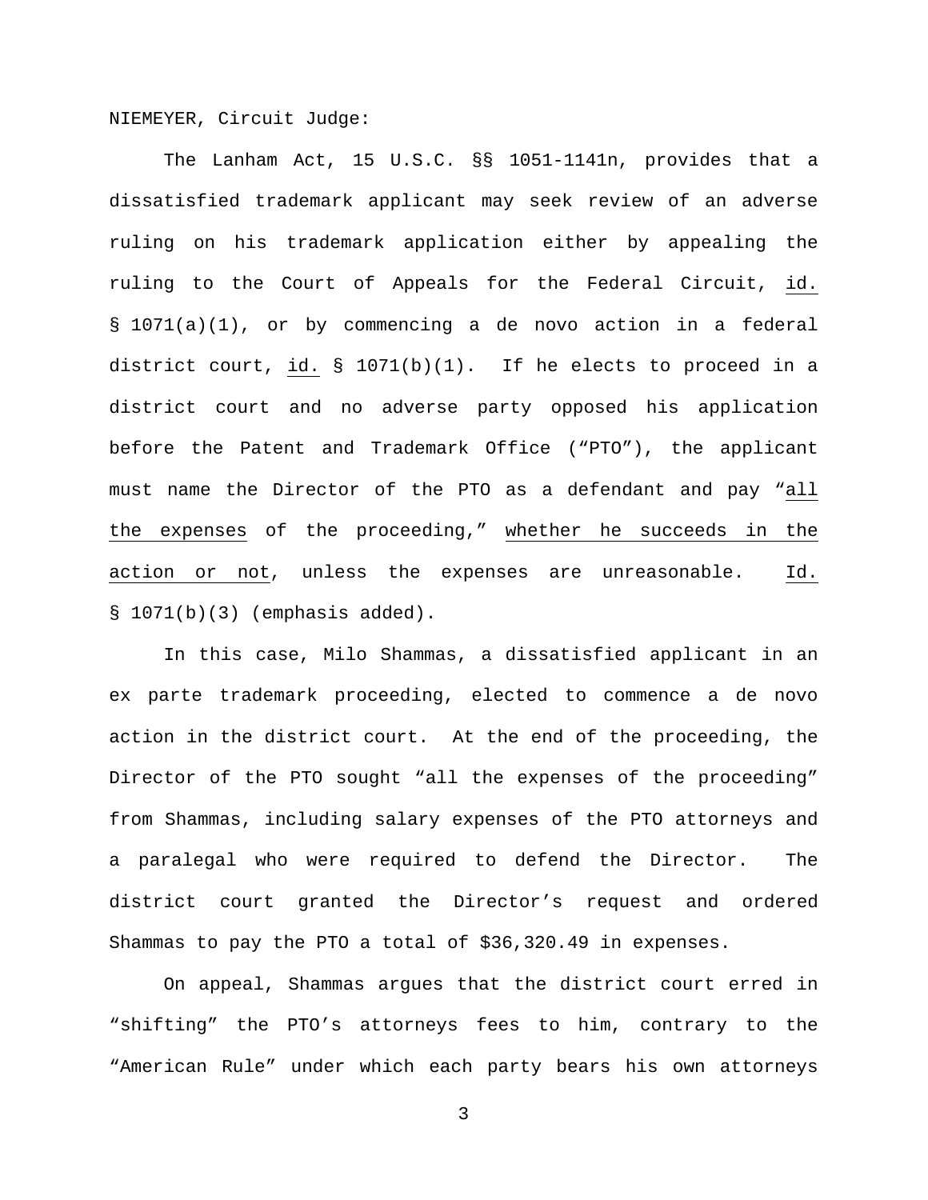NIEMEYER, Circuit Judge:

The Lanham Act, 15 U.S.C. §§ 1051-1141n, provides that a dissatisfied trademark applicant may seek review of an adverse ruling on his trademark application either by appealing the ruling to the Court of Appeals for the Federal Circuit, id. § 1071(a)(1), or by commencing a de novo action in a federal district court, id. § 1071(b)(1). If he elects to proceed in a district court and no adverse party opposed his application before the Patent and Trademark Office ("PTO"), the applicant must name the Director of the PTO as a defendant and pay "all the expenses of the proceeding," whether he succeeds in the action or not, unless the expenses are unreasonable. Id. § 1071(b)(3) (emphasis added).

In this case, Milo Shammas, a dissatisfied applicant in an ex parte trademark proceeding, elected to commence a de novo action in the district court. At the end of the proceeding, the Director of the PTO sought "all the expenses of the proceeding" from Shammas, including salary expenses of the PTO attorneys and a paralegal who were required to defend the Director. The district court granted the Director's request and ordered Shammas to pay the PTO a total of $36,320.49 in expenses.

On appeal, Shammas argues that the district court erred in "shifting" the PTO's attorneys fees to him, contrary to the "American Rule" under which each party bears his own attorneys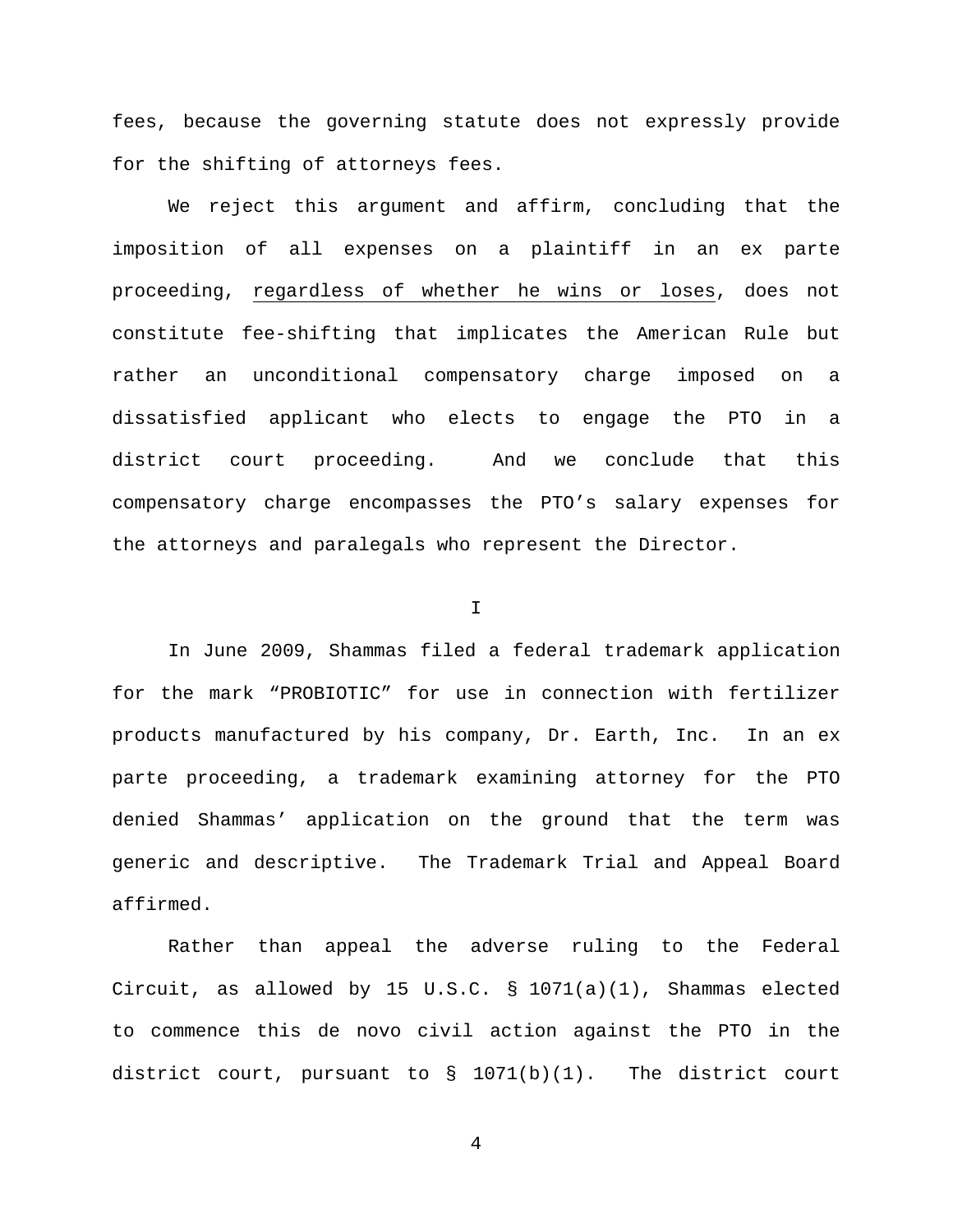fees, because the governing statute does not expressly provide for the shifting of attorneys fees.

We reject this argument and affirm, concluding that the imposition of all expenses on a plaintiff in an ex parte proceeding, <u>regardless of whether he wins or loses</u>, does not constitute fee-shifting that implicates the American Rule but rather an unconditional compensatory charge imposed on a dissatisfied applicant who elects to engage the PTO in a district court proceeding. And we conclude that this compensatory charge encompasses the PTO's salary expenses for the attorneys and paralegals who represent the Director.

I

In June 2009, Shammas filed a federal trademark application for the mark "PROBIOTIC" for use in connection with fertilizer products manufactured by his company, Dr. Earth, Inc. In an ex parte proceeding, a trademark examining attorney for the PTO denied Shammas' application on the ground that the term was generic and descriptive. The Trademark Trial and Appeal Board affirmed.

Rather than appeal the adverse ruling to the Federal Circuit, as allowed by 15 U.S.C. § 1071(a)(1), Shammas elected to commence this de novo civil action against the PTO in the district court, pursuant to § 1071(b)(1). The district court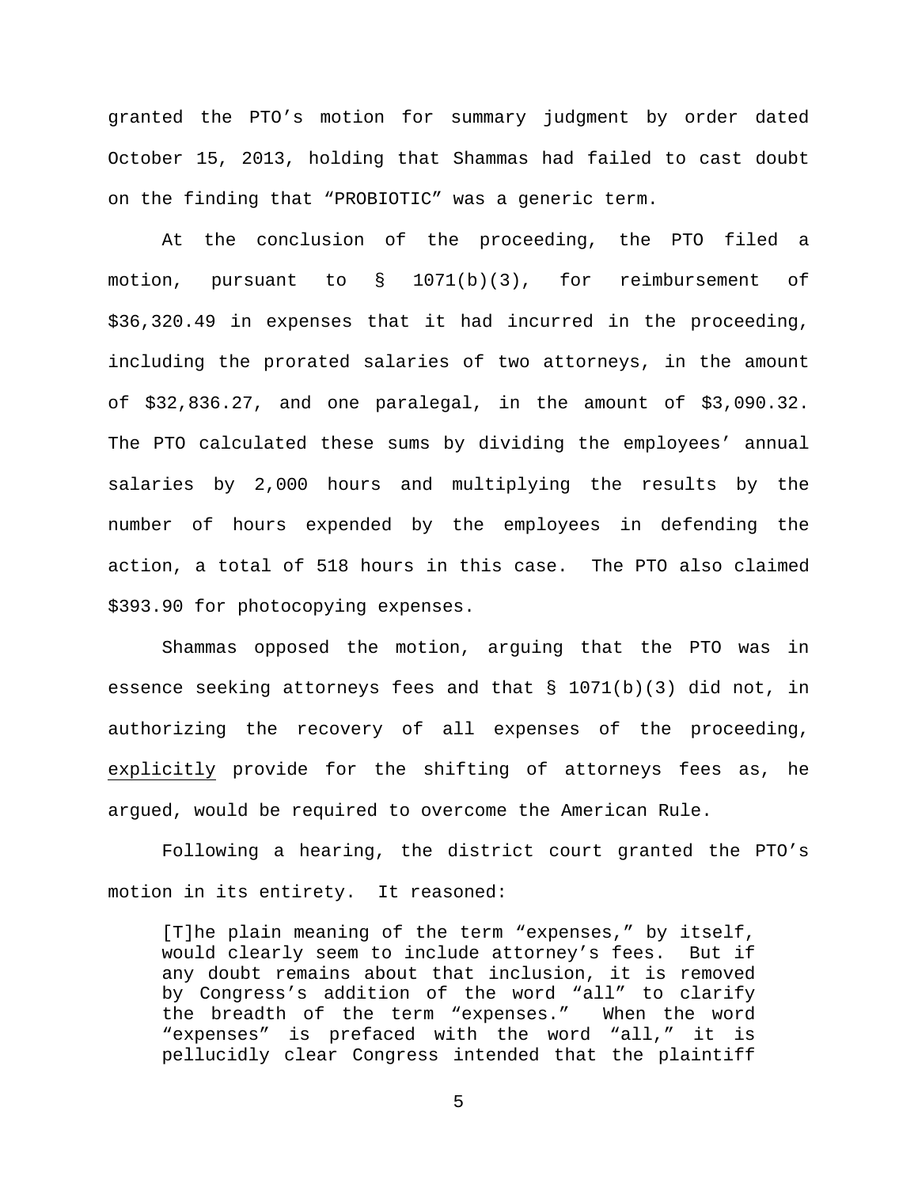granted the PTO's motion for summary judgment by order dated October 15, 2013, holding that Shammas had failed to cast doubt on the finding that "PROBIOTIC" was a generic term.

At the conclusion of the proceeding, the PTO filed a motion, pursuant to § 1071(b)(3), for reimbursement of $36,320.49 in expenses that it had incurred in the proceeding, including the prorated salaries of two attorneys, in the amount of $32,836.27, and one paralegal, in the amount of $3,090.32. The PTO calculated these sums by dividing the employees' annual salaries by 2,000 hours and multiplying the results by the number of hours expended by the employees in defending the action, a total of 518 hours in this case. The PTO also claimed $393.90 for photocopying expenses.

Shammas opposed the motion, arguing that the PTO was in essence seeking attorneys fees and that § 1071(b)(3) did not, in authorizing the recovery of all expenses of the proceeding, <u>explicitly</u> provide for the shifting of attorneys fees as, he argued, would be required to overcome the American Rule.

Following a hearing, the district court granted the PTO's motion in its entirety. It reasoned:

> [T]he plain meaning of the term "expenses," by itself, would clearly seem to include attorney's fees. But if any doubt remains about that inclusion, it is removed by Congress's addition of the word "all" to clarify the breadth of the term "expenses." When the word "expenses" is prefaced with the word "all," it is pellucidly clear Congress intended that the plaintiff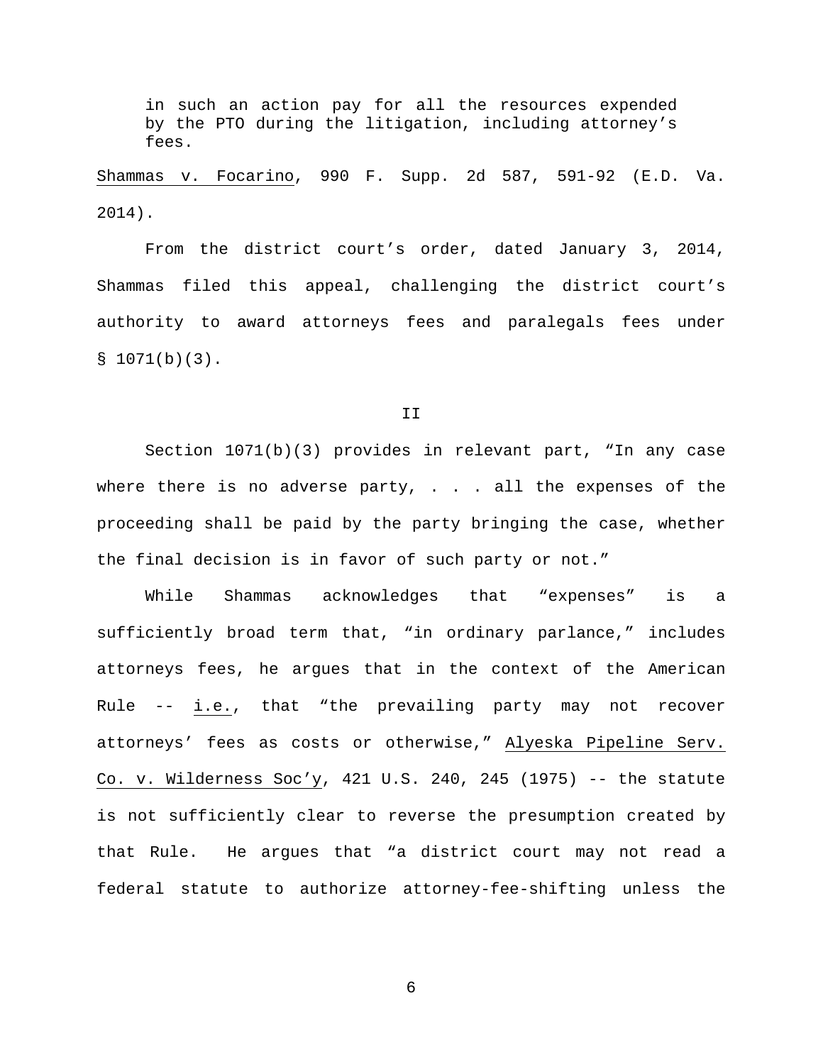in such an action pay for all the resources expended by the PTO during the litigation, including attorney's fees.

Shammas v. Focarino, 990 F. Supp. 2d 587, 591-92 (E.D. Va. 2014).

From the district court's order, dated January 3, 2014, Shammas filed this appeal, challenging the district court's authority to award attorneys fees and paralegals fees under § 1071(b)(3).

## II

Section 1071(b)(3) provides in relevant part, "In any case where there is no adverse party, . . . all the expenses of the proceeding shall be paid by the party bringing the case, whether the final decision is in favor of such party or not."

While Shammas acknowledges that "expenses" is a sufficiently broad term that, "in ordinary parlance," includes attorneys fees, he argues that in the context of the American Rule -- i.e., that "the prevailing party may not recover attorneys' fees as costs or otherwise," Alyeska Pipeline Serv. Co. v. Wilderness Soc'y, 421 U.S. 240, 245 (1975) -- the statute is not sufficiently clear to reverse the presumption created by that Rule. He argues that "a district court may not read a federal statute to authorize attorney-fee-shifting unless the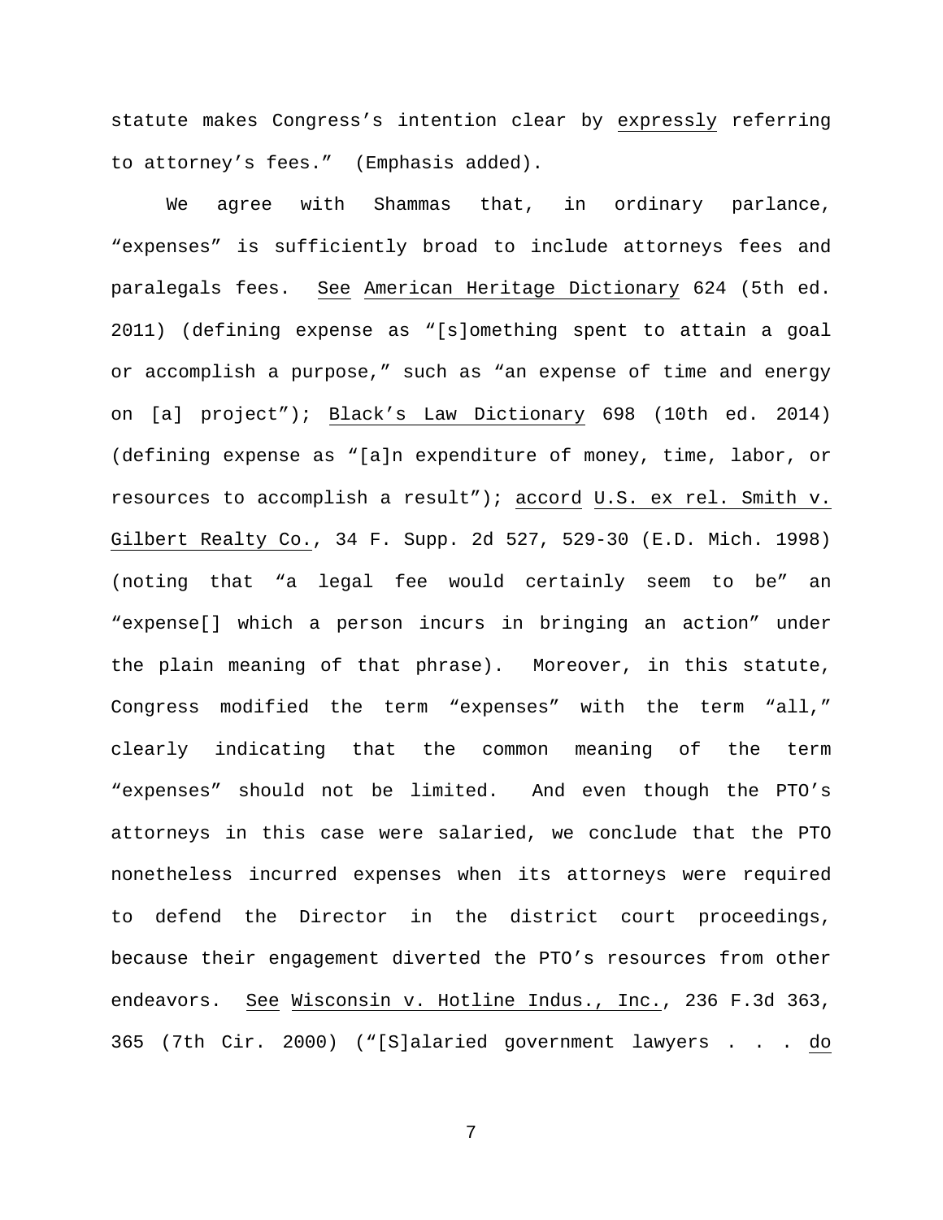statute makes Congress's intention clear by <u>expressly</u> referring to attorney's fees." (Emphasis added).

We agree with Shammas that, in ordinary parlance, "expenses" is sufficiently broad to include attorneys fees and paralegals fees. <u>See</u> <u>American Heritage Dictionary</u> 624 (5th ed. 2011) (defining expense as "[s]omething spent to attain a goal or accomplish a purpose," such as "an expense of time and energy on [a] project"); <u>Black's Law Dictionary</u> 698 (10th ed. 2014) (defining expense as "[a]n expenditure of money, time, labor, or resources to accomplish a result"); <u>accord</u> <u>U.S. ex rel. Smith v. Gilbert Realty Co.</u>, 34 F. Supp. 2d 527, 529-30 (E.D. Mich. 1998) (noting that "a legal fee would certainly seem to be" an "expense[] which a person incurs in bringing an action" under the plain meaning of that phrase). Moreover, in this statute, Congress modified the term "expenses" with the term "all," clearly indicating that the common meaning of the term "expenses" should not be limited. And even though the PTO's attorneys in this case were salaried, we conclude that the PTO nonetheless incurred expenses when its attorneys were required to defend the Director in the district court proceedings, because their engagement diverted the PTO's resources from other endeavors. <u>See</u> <u>Wisconsin v. Hotline Indus., Inc.</u>, 236 F.3d 363, 365 (7th Cir. 2000) ("[S]alaried government lawyers . . . <u>do</u>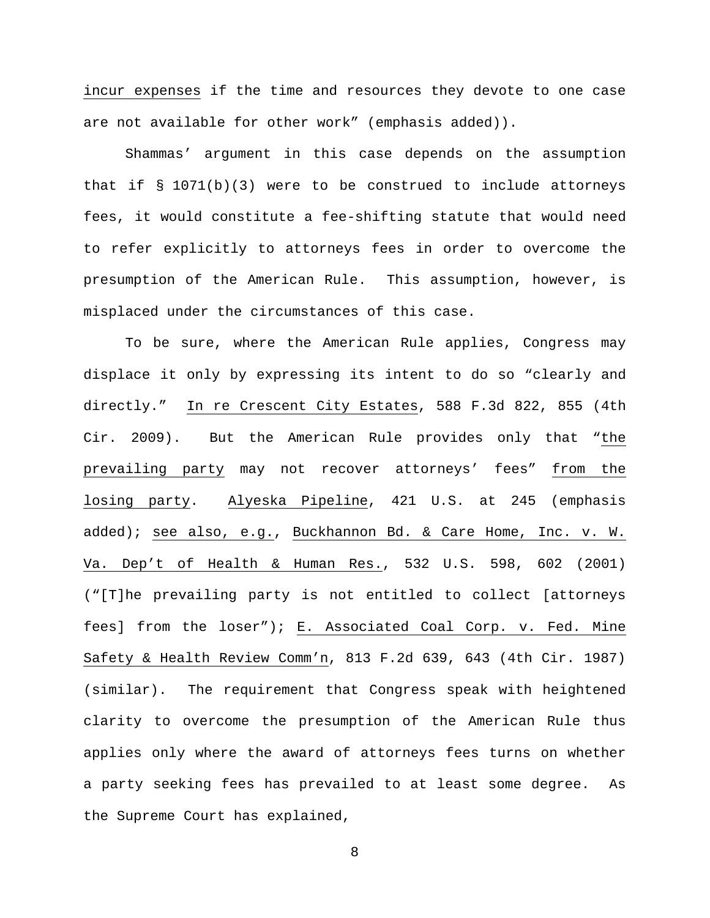incur expenses if the time and resources they devote to one case are not available for other work" (emphasis added)).

Shammas' argument in this case depends on the assumption that if § 1071(b)(3) were to be construed to include attorneys fees, it would constitute a fee-shifting statute that would need to refer explicitly to attorneys fees in order to overcome the presumption of the American Rule. This assumption, however, is misplaced under the circumstances of this case.

To be sure, where the American Rule applies, Congress may displace it only by expressing its intent to do so "clearly and directly." In re Crescent City Estates, 588 F.3d 822, 855 (4th Cir. 2009). But the American Rule provides only that "the prevailing party may not recover attorneys' fees" from the losing party. Alyeska Pipeline, 421 U.S. at 245 (emphasis added); see also, e.g., Buckhannon Bd. & Care Home, Inc. v. W. Va. Dep't of Health & Human Res., 532 U.S. 598, 602 (2001) ("[T]he prevailing party is not entitled to collect [attorneys fees] from the loser"); E. Associated Coal Corp. v. Fed. Mine Safety & Health Review Comm'n, 813 F.2d 639, 643 (4th Cir. 1987) (similar). The requirement that Congress speak with heightened clarity to overcome the presumption of the American Rule thus applies only where the award of attorneys fees turns on whether a party seeking fees has prevailed to at least some degree. As the Supreme Court has explained,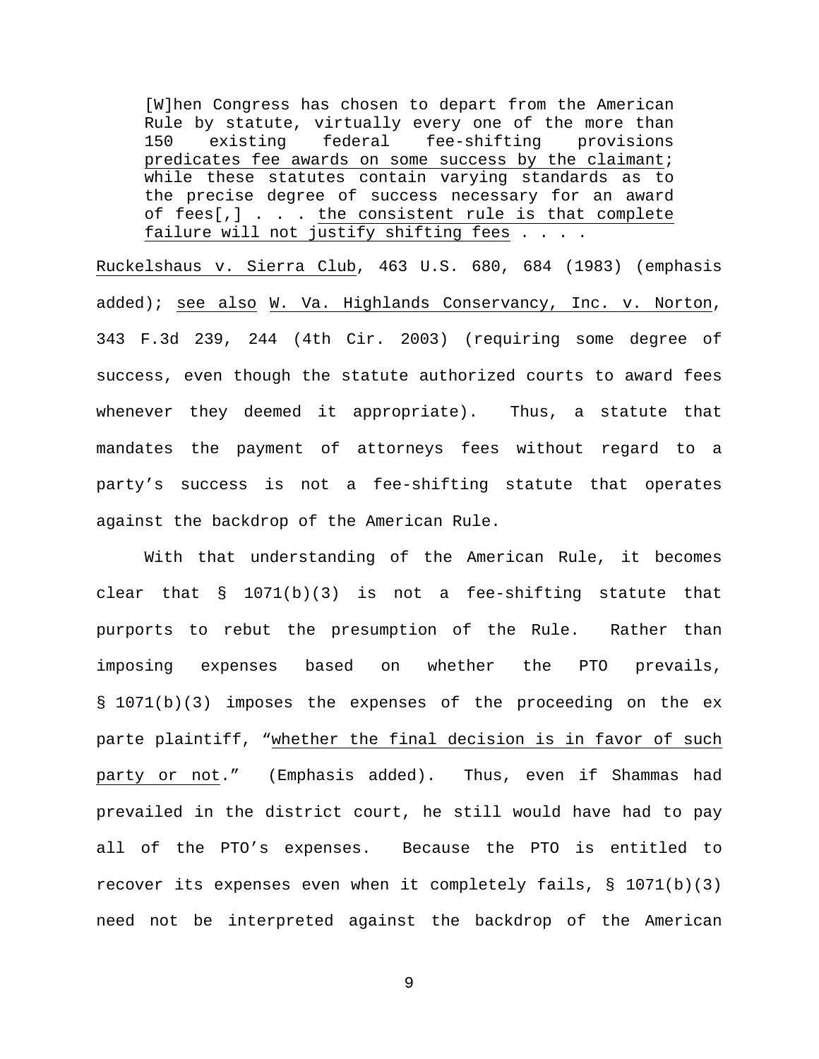> [W]hen Congress has chosen to depart from the American Rule by statute, virtually every one of the more than 150 existing federal fee-shifting provisions predicates fee awards on some success by the claimant; while these statutes contain varying standards as to the precise degree of success necessary for an award of fees[,] . . . the consistent rule is that complete failure will not justify shifting fees . . . .

Ruckelshaus v. Sierra Club, 463 U.S. 680, 684 (1983) (emphasis added); see also W. Va. Highlands Conservancy, Inc. v. Norton, 343 F.3d 239, 244 (4th Cir. 2003) (requiring some degree of success, even though the statute authorized courts to award fees whenever they deemed it appropriate). Thus, a statute that mandates the payment of attorneys fees without regard to a party's success is not a fee-shifting statute that operates against the backdrop of the American Rule.

With that understanding of the American Rule, it becomes clear that § 1071(b)(3) is not a fee-shifting statute that purports to rebut the presumption of the Rule. Rather than imposing expenses based on whether the PTO prevails, § 1071(b)(3) imposes the expenses of the proceeding on the ex parte plaintiff, "whether the final decision is in favor of such party or not." (Emphasis added). Thus, even if Shammas had prevailed in the district court, he still would have had to pay all of the PTO's expenses. Because the PTO is entitled to recover its expenses even when it completely fails, § 1071(b)(3) need not be interpreted against the backdrop of the American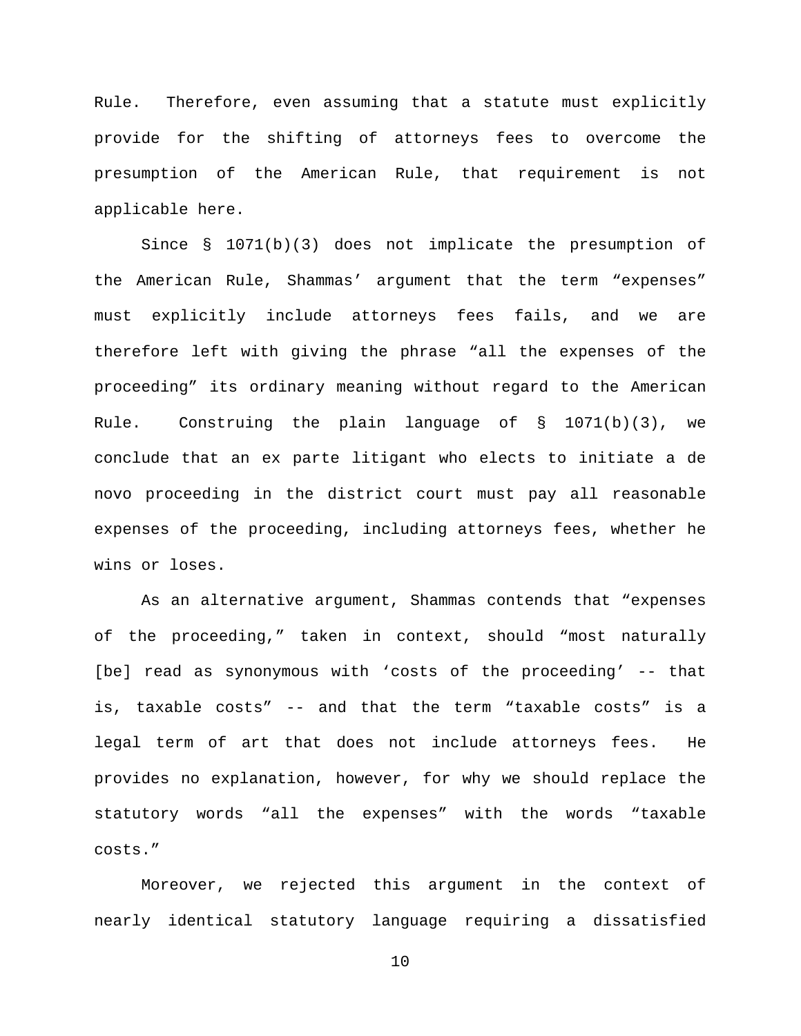Rule. Therefore, even assuming that a statute must explicitly provide for the shifting of attorneys fees to overcome the presumption of the American Rule, that requirement is not applicable here.

Since § 1071(b)(3) does not implicate the presumption of the American Rule, Shammas' argument that the term "expenses" must explicitly include attorneys fees fails, and we are therefore left with giving the phrase "all the expenses of the proceeding" its ordinary meaning without regard to the American Rule. Construing the plain language of § 1071(b)(3), we conclude that an ex parte litigant who elects to initiate a de novo proceeding in the district court must pay all reasonable expenses of the proceeding, including attorneys fees, whether he wins or loses.

As an alternative argument, Shammas contends that "expenses of the proceeding," taken in context, should "most naturally [be] read as synonymous with 'costs of the proceeding' -- that is, taxable costs" -- and that the term "taxable costs" is a legal term of art that does not include attorneys fees. He provides no explanation, however, for why we should replace the statutory words "all the expenses" with the words "taxable costs."

Moreover, we rejected this argument in the context of nearly identical statutory language requiring a dissatisfied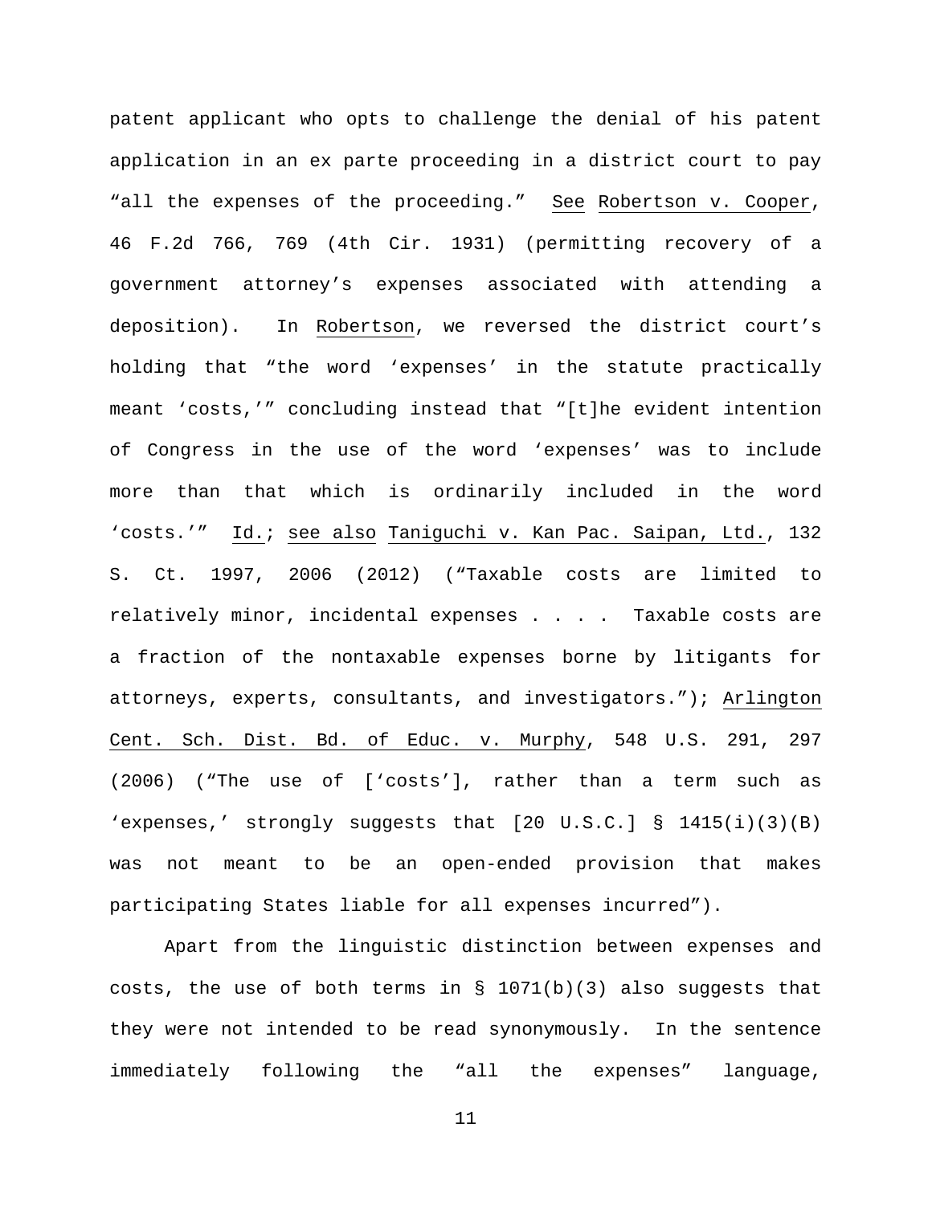patent applicant who opts to challenge the denial of his patent application in an ex parte proceeding in a district court to pay "all the expenses of the proceeding." See Robertson v. Cooper, 46 F.2d 766, 769 (4th Cir. 1931) (permitting recovery of a government attorney's expenses associated with attending a deposition). In Robertson, we reversed the district court's holding that "the word 'expenses' in the statute practically meant 'costs,'" concluding instead that "[t]he evident intention of Congress in the use of the word 'expenses' was to include more than that which is ordinarily included in the word 'costs.'" Id.; see also Taniguchi v. Kan Pac. Saipan, Ltd., 132 S. Ct. 1997, 2006 (2012) ("Taxable costs are limited to relatively minor, incidental expenses . . . . Taxable costs are a fraction of the nontaxable expenses borne by litigants for attorneys, experts, consultants, and investigators."); Arlington Cent. Sch. Dist. Bd. of Educ. v. Murphy, 548 U.S. 291, 297 (2006) ("The use of ['costs'], rather than a term such as 'expenses,' strongly suggests that [20 U.S.C.] § 1415(i)(3)(B) was not meant to be an open-ended provision that makes participating States liable for all expenses incurred").

Apart from the linguistic distinction between expenses and costs, the use of both terms in § 1071(b)(3) also suggests that they were not intended to be read synonymously. In the sentence immediately following the "all the expenses" language,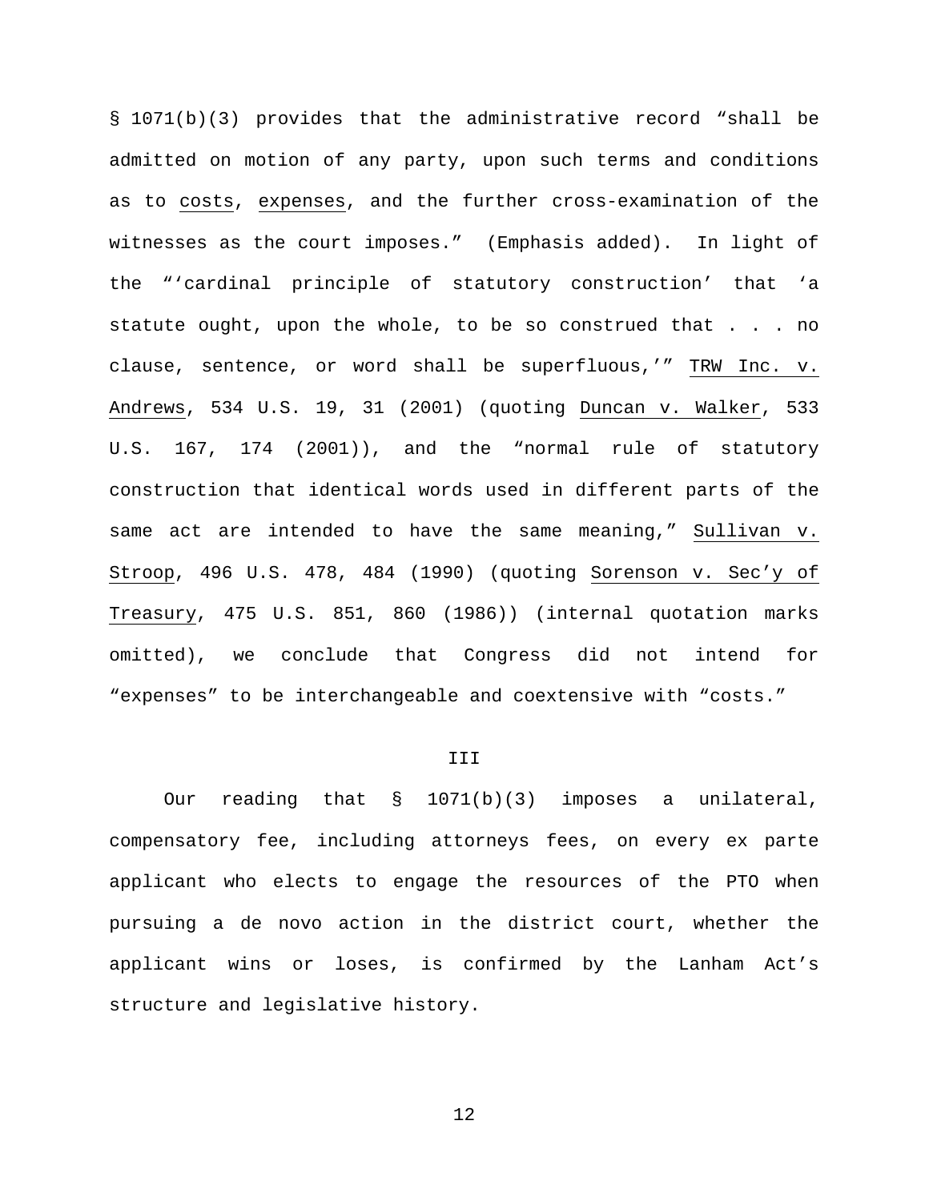§ 1071(b)(3) provides that the administrative record "shall be admitted on motion of any party, upon such terms and conditions as to costs, expenses, and the further cross-examination of the witnesses as the court imposes." (Emphasis added). In light of the "'cardinal principle of statutory construction' that 'a statute ought, upon the whole, to be so construed that . . . no clause, sentence, or word shall be superfluous,'" TRW Inc. v. Andrews, 534 U.S. 19, 31 (2001) (quoting Duncan v. Walker, 533 U.S. 167, 174 (2001)), and the "normal rule of statutory construction that identical words used in different parts of the same act are intended to have the same meaning," Sullivan v. Stroop, 496 U.S. 478, 484 (1990) (quoting Sorenson v. Sec'y of Treasury, 475 U.S. 851, 860 (1986)) (internal quotation marks omitted), we conclude that Congress did not intend for "expenses" to be interchangeable and coextensive with "costs."

## III

Our reading that § 1071(b)(3) imposes a unilateral, compensatory fee, including attorneys fees, on every ex parte applicant who elects to engage the resources of the PTO when pursuing a de novo action in the district court, whether the applicant wins or loses, is confirmed by the Lanham Act's structure and legislative history.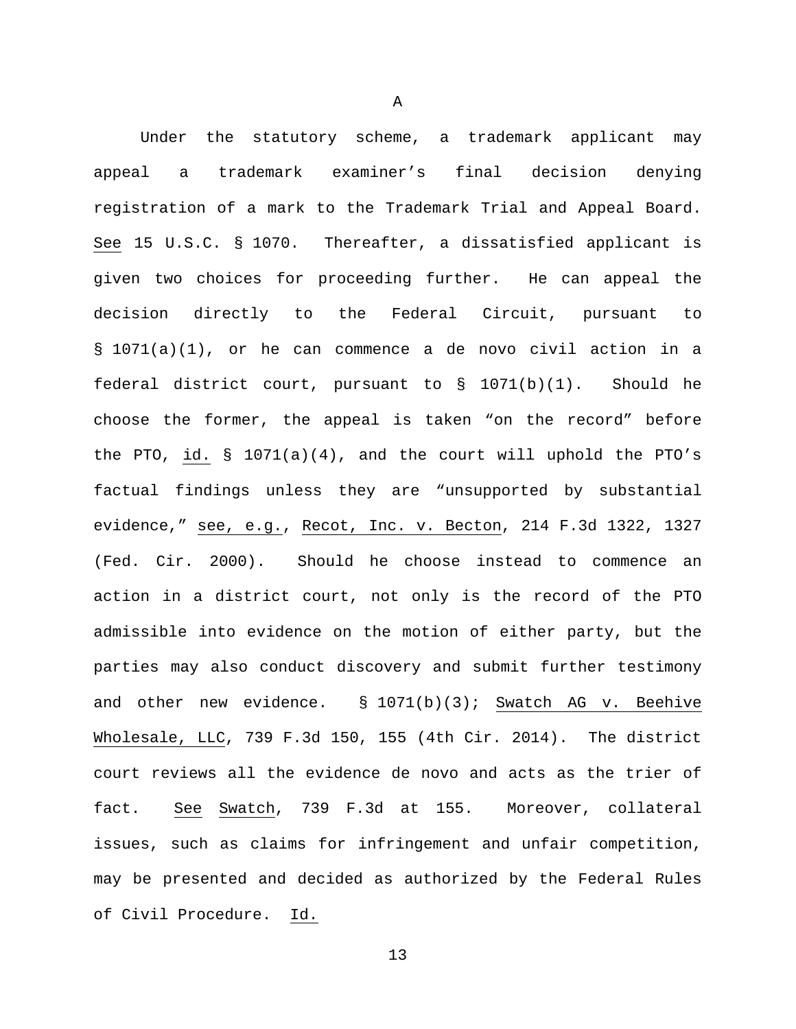A

Under the statutory scheme, a trademark applicant may appeal a trademark examiner's final decision denying registration of a mark to the Trademark Trial and Appeal Board. See 15 U.S.C. § 1070. Thereafter, a dissatisfied applicant is given two choices for proceeding further. He can appeal the decision directly to the Federal Circuit, pursuant to § 1071(a)(1), or he can commence a de novo civil action in a federal district court, pursuant to § 1071(b)(1). Should he choose the former, the appeal is taken "on the record" before the PTO, id. § 1071(a)(4), and the court will uphold the PTO's factual findings unless they are "unsupported by substantial evidence," see, e.g., Recot, Inc. v. Becton, 214 F.3d 1322, 1327 (Fed. Cir. 2000). Should he choose instead to commence an action in a district court, not only is the record of the PTO admissible into evidence on the motion of either party, but the parties may also conduct discovery and submit further testimony and other new evidence. § 1071(b)(3); Swatch AG v. Beehive Wholesale, LLC, 739 F.3d 150, 155 (4th Cir. 2014). The district court reviews all the evidence de novo and acts as the trier of fact. See Swatch, 739 F.3d at 155. Moreover, collateral issues, such as claims for infringement and unfair competition, may be presented and decided as authorized by the Federal Rules of Civil Procedure. Id.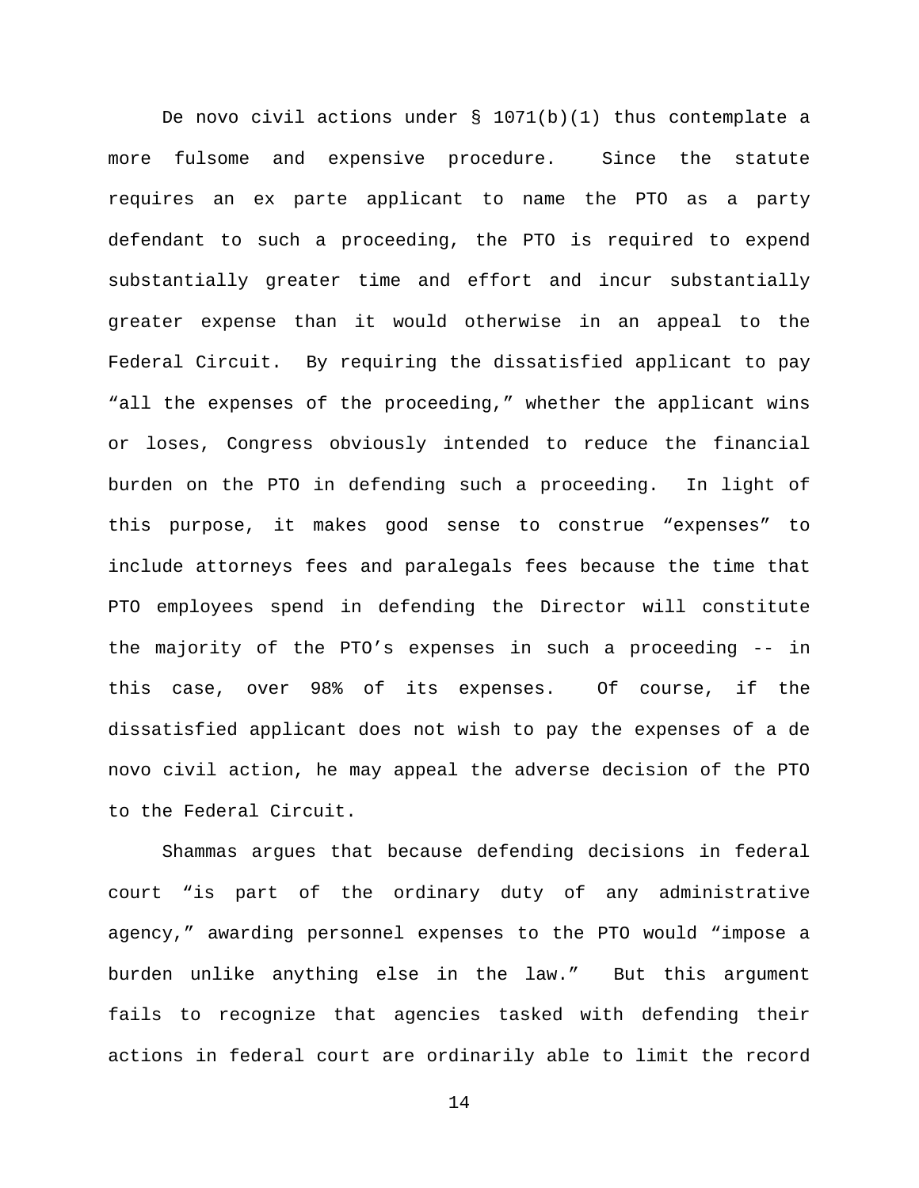De novo civil actions under § 1071(b)(1) thus contemplate a more fulsome and expensive procedure. Since the statute requires an ex parte applicant to name the PTO as a party defendant to such a proceeding, the PTO is required to expend substantially greater time and effort and incur substantially greater expense than it would otherwise in an appeal to the Federal Circuit. By requiring the dissatisfied applicant to pay "all the expenses of the proceeding," whether the applicant wins or loses, Congress obviously intended to reduce the financial burden on the PTO in defending such a proceeding. In light of this purpose, it makes good sense to construe "expenses" to include attorneys fees and paralegals fees because the time that PTO employees spend in defending the Director will constitute the majority of the PTO's expenses in such a proceeding -- in this case, over 98% of its expenses. Of course, if the dissatisfied applicant does not wish to pay the expenses of a de novo civil action, he may appeal the adverse decision of the PTO to the Federal Circuit.

Shammas argues that because defending decisions in federal court "is part of the ordinary duty of any administrative agency," awarding personnel expenses to the PTO would "impose a burden unlike anything else in the law." But this argument fails to recognize that agencies tasked with defending their actions in federal court are ordinarily able to limit the record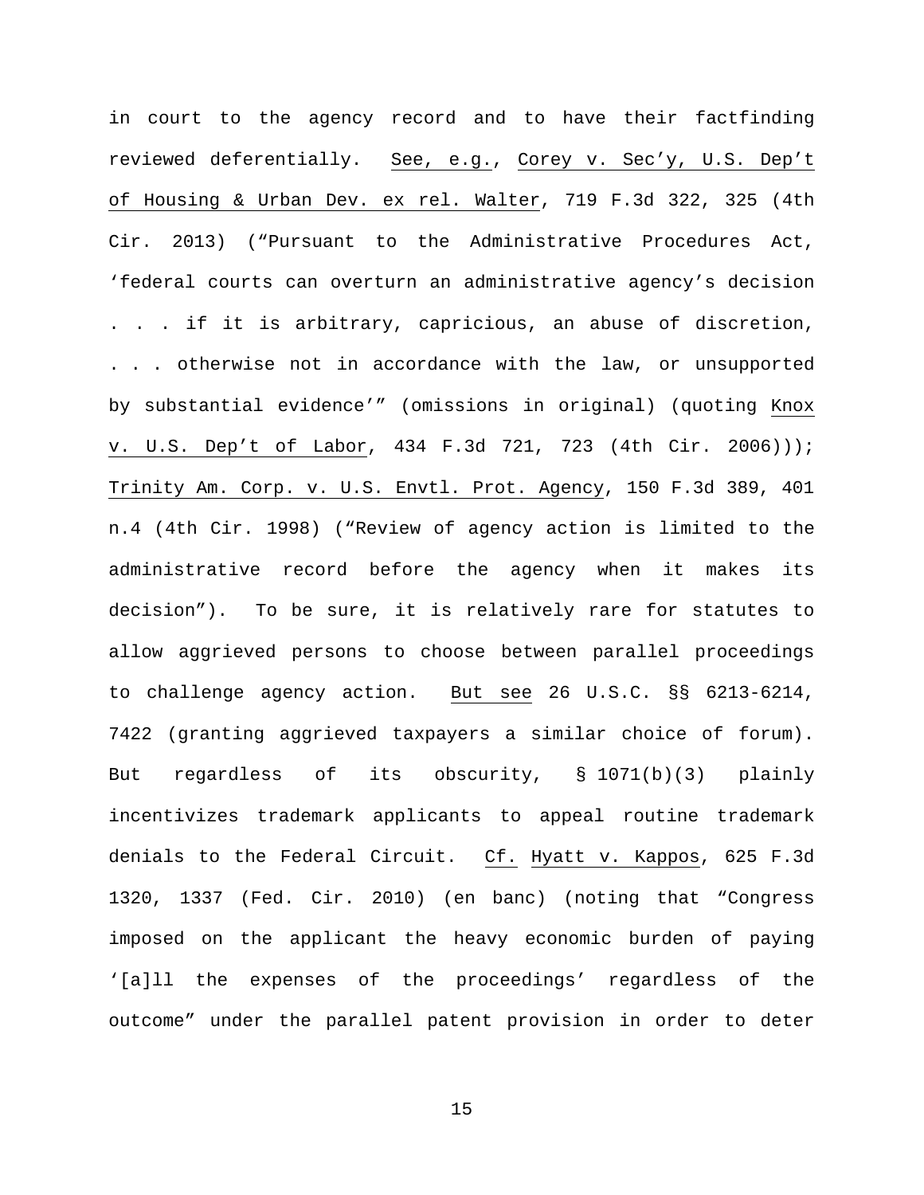in court to the agency record and to have their factfinding reviewed deferentially. See, e.g., Corey v. Sec'y, U.S. Dep't of Housing & Urban Dev. ex rel. Walter, 719 F.3d 322, 325 (4th Cir. 2013) ("Pursuant to the Administrative Procedures Act, 'federal courts can overturn an administrative agency's decision . . . if it is arbitrary, capricious, an abuse of discretion, . . . otherwise not in accordance with the law, or unsupported by substantial evidence'" (omissions in original) (quoting Knox v. U.S. Dep't of Labor, 434 F.3d 721, 723 (4th Cir. 2006))); Trinity Am. Corp. v. U.S. Envtl. Prot. Agency, 150 F.3d 389, 401 n.4 (4th Cir. 1998) ("Review of agency action is limited to the administrative record before the agency when it makes its decision"). To be sure, it is relatively rare for statutes to allow aggrieved persons to choose between parallel proceedings to challenge agency action. But see 26 U.S.C. §§ 6213-6214, 7422 (granting aggrieved taxpayers a similar choice of forum). But regardless of its obscurity, § 1071(b)(3) plainly incentivizes trademark applicants to appeal routine trademark denials to the Federal Circuit. Cf. Hyatt v. Kappos, 625 F.3d 1320, 1337 (Fed. Cir. 2010) (en banc) (noting that "Congress imposed on the applicant the heavy economic burden of paying '[a]ll the expenses of the proceedings' regardless of the outcome" under the parallel patent provision in order to deter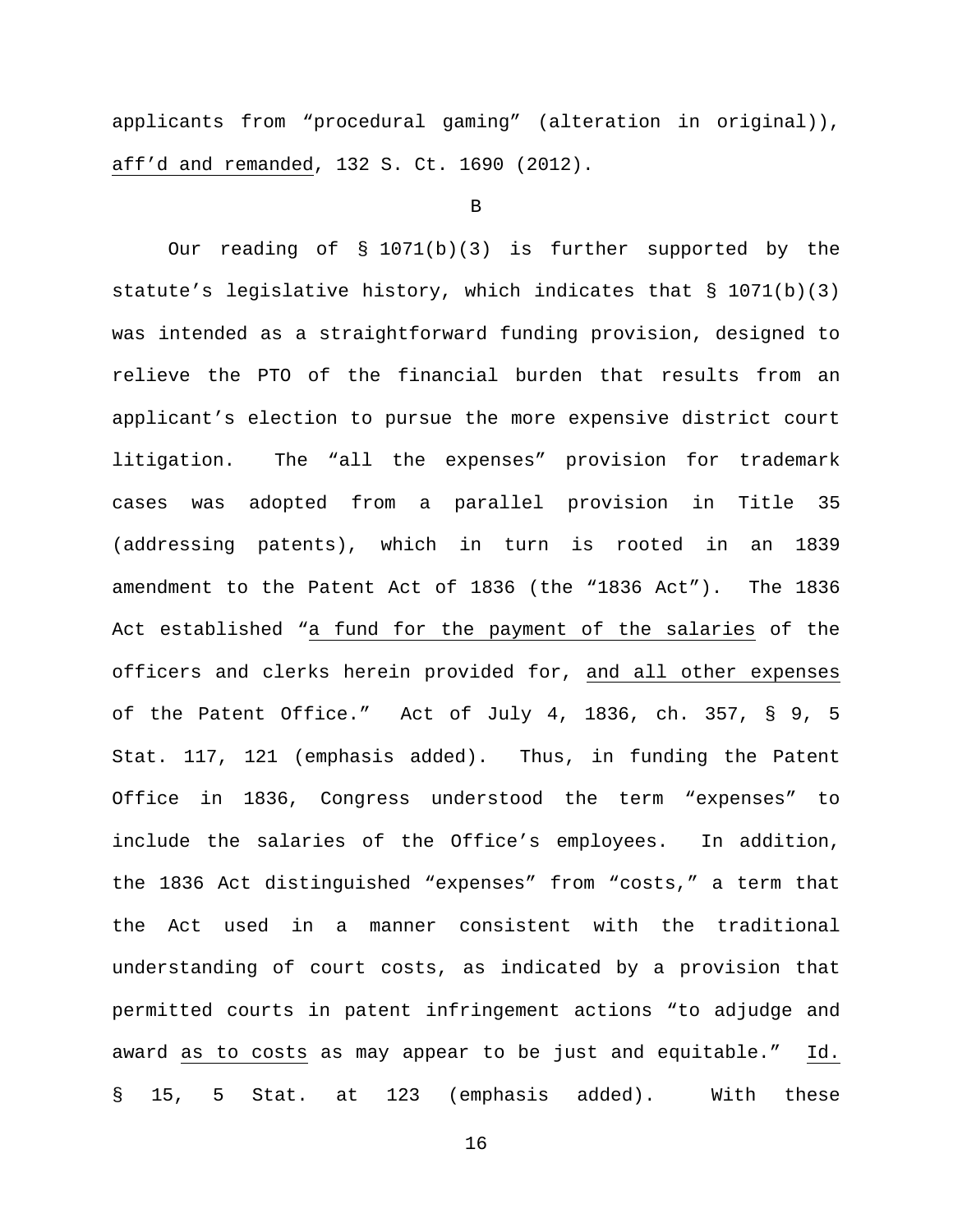applicants from "procedural gaming" (alteration in original)), aff'd and remanded, 132 S. Ct. 1690 (2012).

B

Our reading of § 1071(b)(3) is further supported by the statute's legislative history, which indicates that § 1071(b)(3) was intended as a straightforward funding provision, designed to relieve the PTO of the financial burden that results from an applicant's election to pursue the more expensive district court litigation. The "all the expenses" provision for trademark cases was adopted from a parallel provision in Title 35 (addressing patents), which in turn is rooted in an 1839 amendment to the Patent Act of 1836 (the "1836 Act"). The 1836 Act established "a fund for the payment of the salaries of the officers and clerks herein provided for, and all other expenses of the Patent Office." Act of July 4, 1836, ch. 357, § 9, 5 Stat. 117, 121 (emphasis added). Thus, in funding the Patent Office in 1836, Congress understood the term "expenses" to include the salaries of the Office's employees. In addition, the 1836 Act distinguished "expenses" from "costs," a term that the Act used in a manner consistent with the traditional understanding of court costs, as indicated by a provision that permitted courts in patent infringement actions "to adjudge and award as to costs as may appear to be just and equitable." Id. § 15, 5 Stat. at 123 (emphasis added). With these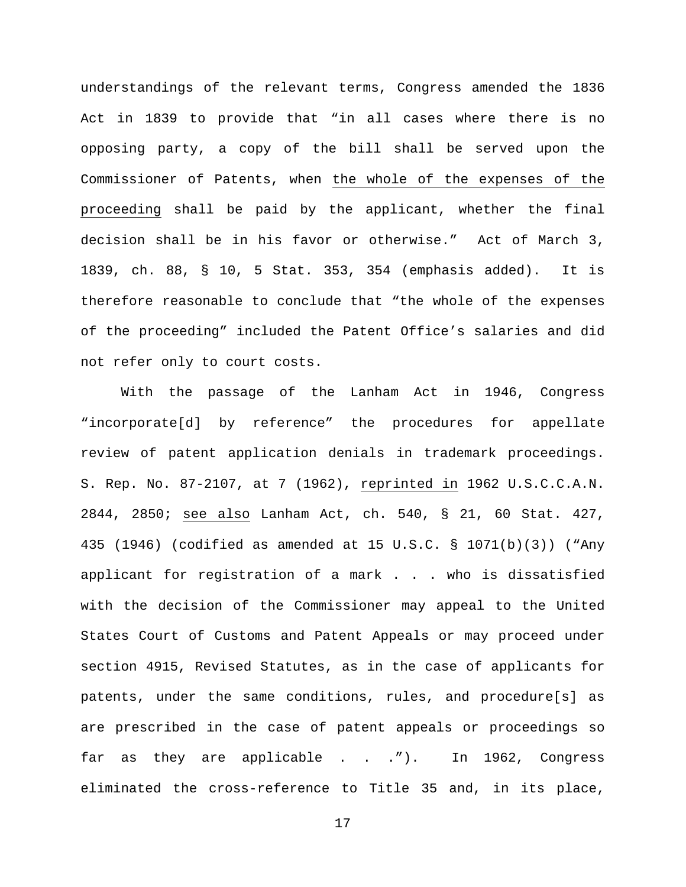understandings of the relevant terms, Congress amended the 1836 Act in 1839 to provide that "in all cases where there is no opposing party, a copy of the bill shall be served upon the Commissioner of Patents, when the whole of the expenses of the proceeding shall be paid by the applicant, whether the final decision shall be in his favor or otherwise." Act of March 3, 1839, ch. 88, § 10, 5 Stat. 353, 354 (emphasis added). It is therefore reasonable to conclude that "the whole of the expenses of the proceeding" included the Patent Office's salaries and did not refer only to court costs.

With the passage of the Lanham Act in 1946, Congress "incorporate[d] by reference" the procedures for appellate review of patent application denials in trademark proceedings. S. Rep. No. 87-2107, at 7 (1962), reprinted in 1962 U.S.C.C.A.N. 2844, 2850; see also Lanham Act, ch. 540, § 21, 60 Stat. 427, 435 (1946) (codified as amended at 15 U.S.C. § 1071(b)(3)) ("Any applicant for registration of a mark . . . who is dissatisfied with the decision of the Commissioner may appeal to the United States Court of Customs and Patent Appeals or may proceed under section 4915, Revised Statutes, as in the case of applicants for patents, under the same conditions, rules, and procedure[s] as are prescribed in the case of patent appeals or proceedings so far as they are applicable . . ."). In 1962, Congress eliminated the cross-reference to Title 35 and, in its place,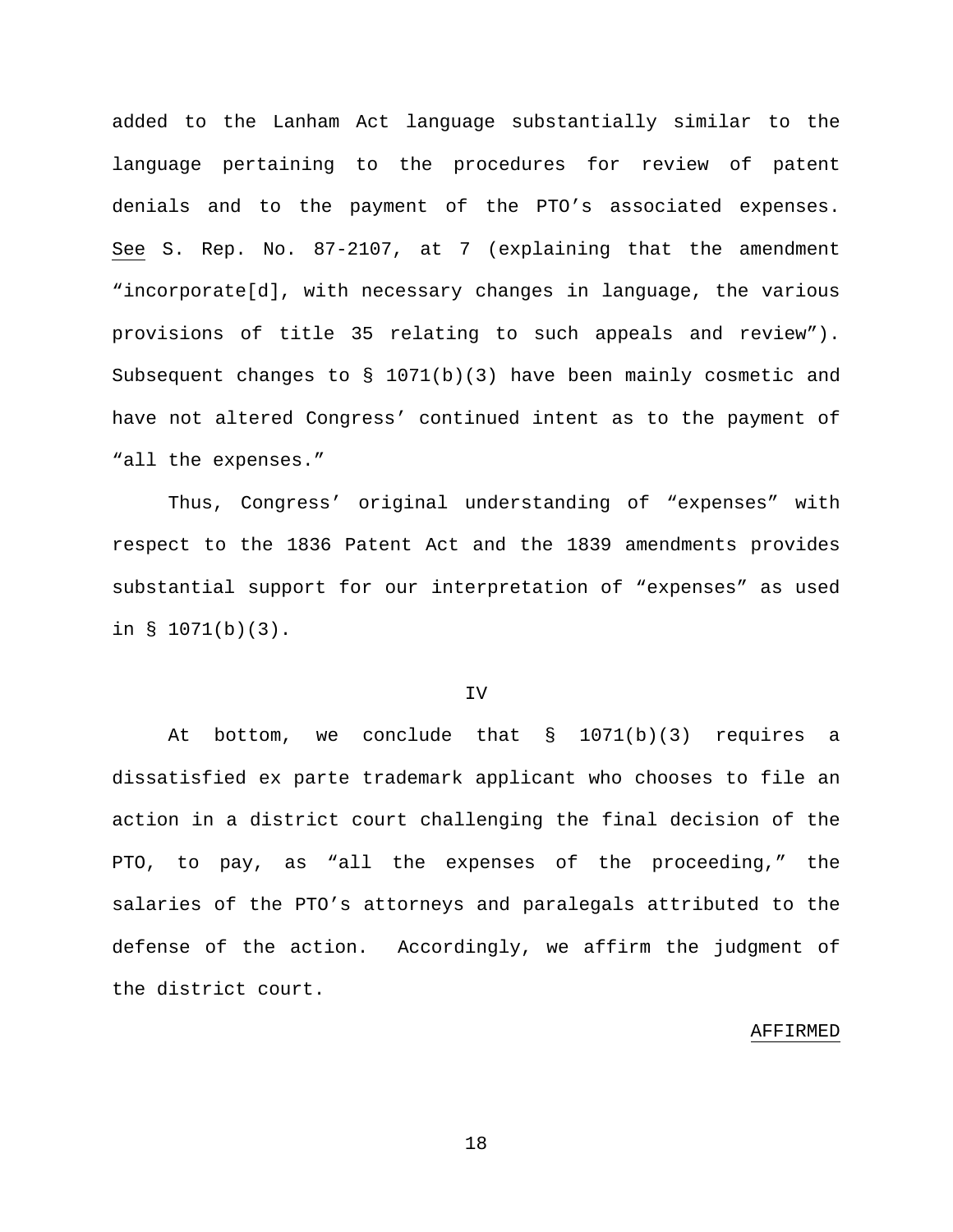added to the Lanham Act language substantially similar to the language pertaining to the procedures for review of patent denials and to the payment of the PTO's associated expenses. See S. Rep. No. 87-2107, at 7 (explaining that the amendment "incorporate[d], with necessary changes in language, the various provisions of title 35 relating to such appeals and review"). Subsequent changes to § 1071(b)(3) have been mainly cosmetic and have not altered Congress' continued intent as to the payment of "all the expenses."

Thus, Congress' original understanding of "expenses" with respect to the 1836 Patent Act and the 1839 amendments provides substantial support for our interpretation of "expenses" as used in § 1071(b)(3).

## IV

At bottom, we conclude that § 1071(b)(3) requires a dissatisfied ex parte trademark applicant who chooses to file an action in a district court challenging the final decision of the PTO, to pay, as "all the expenses of the proceeding," the salaries of the PTO's attorneys and paralegals attributed to the defense of the action. Accordingly, we affirm the judgment of the district court.

AFFIRMED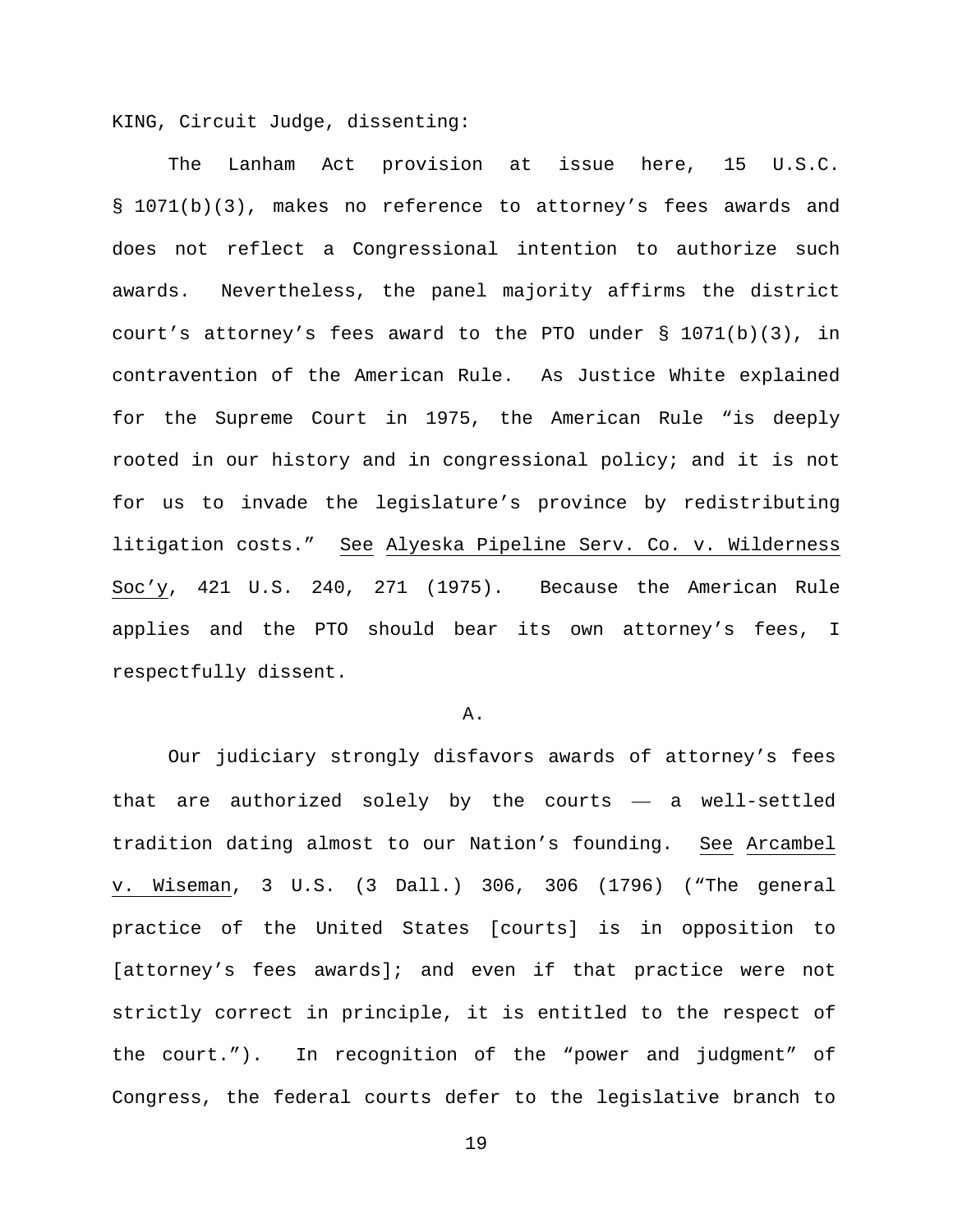KING, Circuit Judge, dissenting:

The Lanham Act provision at issue here, 15 U.S.C. § 1071(b)(3), makes no reference to attorney's fees awards and does not reflect a Congressional intention to authorize such awards. Nevertheless, the panel majority affirms the district court's attorney's fees award to the PTO under § 1071(b)(3), in contravention of the American Rule. As Justice White explained for the Supreme Court in 1975, the American Rule "is deeply rooted in our history and in congressional policy; and it is not for us to invade the legislature's province by redistributing litigation costs." See Alyeska Pipeline Serv. Co. v. Wilderness Soc'y, 421 U.S. 240, 271 (1975). Because the American Rule applies and the PTO should bear its own attorney's fees, I respectfully dissent.

A.

Our judiciary strongly disfavors awards of attorney's fees that are authorized solely by the courts — a well-settled tradition dating almost to our Nation's founding. See Arcambel v. Wiseman, 3 U.S. (3 Dall.) 306, 306 (1796) ("The general practice of the United States [courts] is in opposition to [attorney's fees awards]; and even if that practice were not strictly correct in principle, it is entitled to the respect of the court."). In recognition of the "power and judgment" of Congress, the federal courts defer to the legislative branch to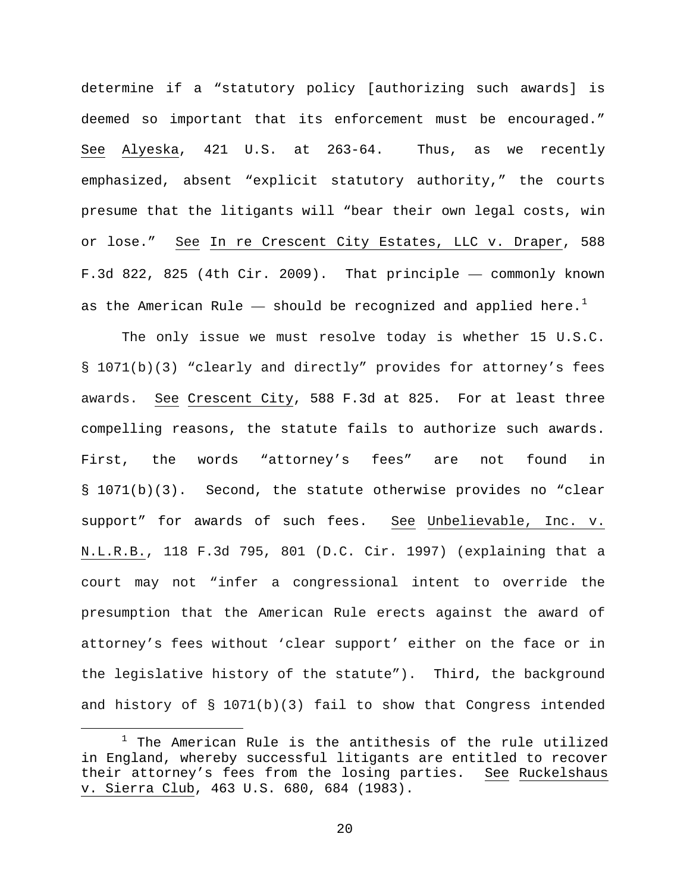determine if a "statutory policy [authorizing such awards] is deemed so important that its enforcement must be encouraged." See Alyeska, 421 U.S. at 263-64. Thus, as we recently emphasized, absent "explicit statutory authority," the courts presume that the litigants will "bear their own legal costs, win or lose." See In re Crescent City Estates, LLC v. Draper, 588 F.3d 822, 825 (4th Cir. 2009). That principle — commonly known as the American Rule — should be recognized and applied here.[1]

The only issue we must resolve today is whether 15 U.S.C. § 1071(b)(3) "clearly and directly" provides for attorney's fees awards. See Crescent City, 588 F.3d at 825. For at least three compelling reasons, the statute fails to authorize such awards. First, the words "attorney's fees" are not found in § 1071(b)(3). Second, the statute otherwise provides no "clear support" for awards of such fees. See Unbelievable, Inc. v. N.L.R.B., 118 F.3d 795, 801 (D.C. Cir. 1997) (explaining that a court may not "infer a congressional intent to override the presumption that the American Rule erects against the award of attorney's fees without 'clear support' either on the face or in the legislative history of the statute"). Third, the background and history of § 1071(b)(3) fail to show that Congress intended

[1] The American Rule is the antithesis of the rule utilized in England, whereby successful litigants are entitled to recover their attorney's fees from the losing parties. See Ruckelshaus v. Sierra Club, 463 U.S. 680, 684 (1983).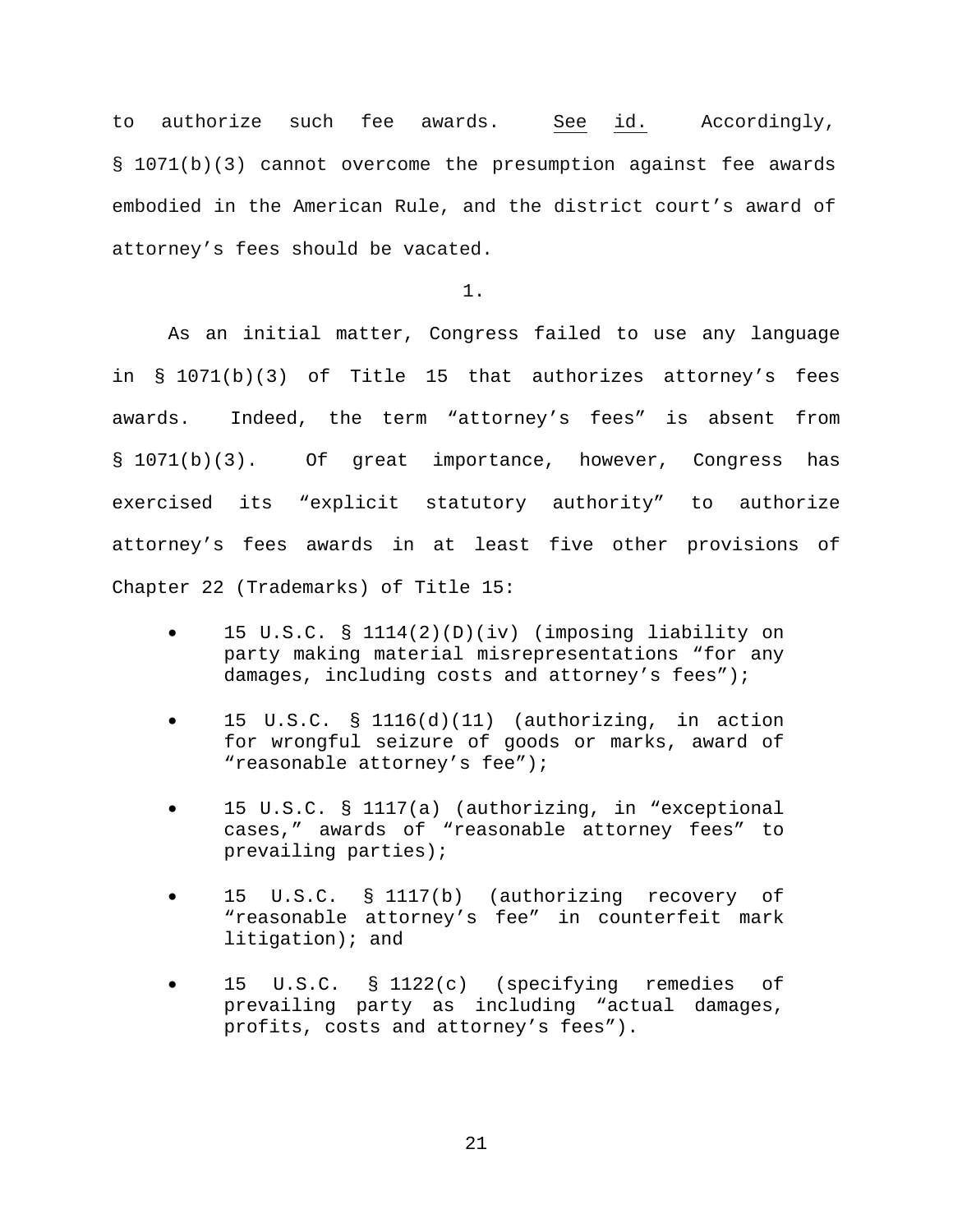to authorize such fee awards. See id. Accordingly, § 1071(b)(3) cannot overcome the presumption against fee awards embodied in the American Rule, and the district court's award of attorney's fees should be vacated.

1.

As an initial matter, Congress failed to use any language in § 1071(b)(3) of Title 15 that authorizes attorney's fees awards. Indeed, the term "attorney's fees" is absent from § 1071(b)(3). Of great importance, however, Congress has exercised its "explicit statutory authority" to authorize attorney's fees awards in at least five other provisions of Chapter 22 (Trademarks) of Title 15:

- 15 U.S.C. § 1114(2)(D)(iv) (imposing liability on party making material misrepresentations "for any damages, including costs and attorney's fees");
- 15 U.S.C. § 1116(d)(11) (authorizing, in action for wrongful seizure of goods or marks, award of "reasonable attorney's fee");
- 15 U.S.C. § 1117(a) (authorizing, in "exceptional cases," awards of "reasonable attorney fees" to prevailing parties);
- 15 U.S.C. § 1117(b) (authorizing recovery of "reasonable attorney's fee" in counterfeit mark litigation); and
- 15 U.S.C. § 1122(c) (specifying remedies of prevailing party as including "actual damages, profits, costs and attorney's fees").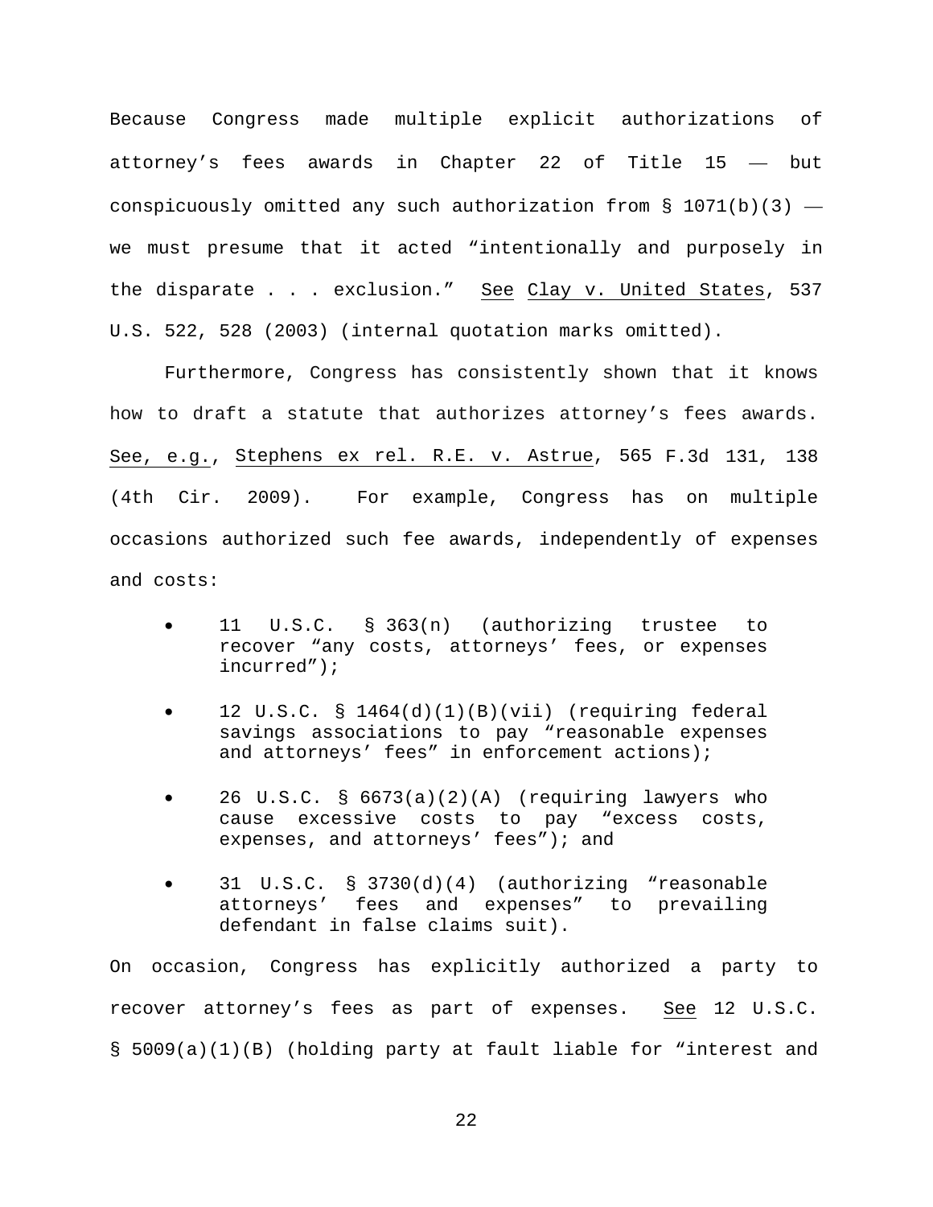Because Congress made multiple explicit authorizations of attorney's fees awards in Chapter 22 of Title 15 — but conspicuously omitted any such authorization from § 1071(b)(3) — we must presume that it acted "intentionally and purposely in the disparate . . . exclusion." See Clay v. United States, 537 U.S. 522, 528 (2003) (internal quotation marks omitted).

Furthermore, Congress has consistently shown that it knows how to draft a statute that authorizes attorney's fees awards. See, e.g., Stephens ex rel. R.E. v. Astrue, 565 F.3d 131, 138 (4th Cir. 2009). For example, Congress has on multiple occasions authorized such fee awards, independently of expenses and costs:

- 11 U.S.C. § 363(n) (authorizing trustee to recover "any costs, attorneys' fees, or expenses incurred");
- 12 U.S.C. § 1464(d)(1)(B)(vii) (requiring federal savings associations to pay "reasonable expenses and attorneys' fees" in enforcement actions);
- 26 U.S.C. § 6673(a)(2)(A) (requiring lawyers who cause excessive costs to pay "excess costs, expenses, and attorneys' fees"); and
- 31 U.S.C. § 3730(d)(4) (authorizing "reasonable attorneys' fees and expenses" to prevailing defendant in false claims suit).

On occasion, Congress has explicitly authorized a party to recover attorney's fees as part of expenses. See 12 U.S.C. § 5009(a)(1)(B) (holding party at fault liable for "interest and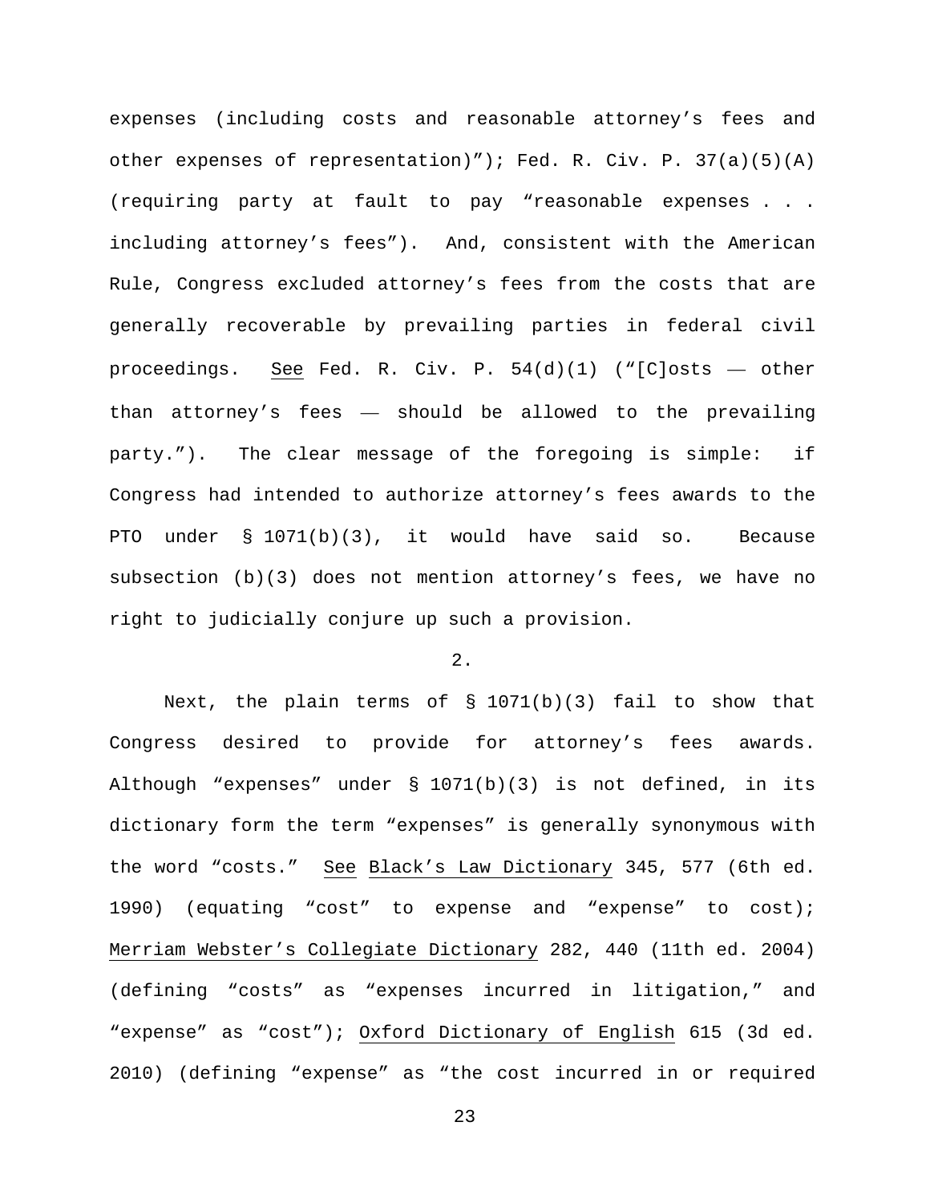expenses (including costs and reasonable attorney's fees and other expenses of representation)"); Fed. R. Civ. P. 37(a)(5)(A) (requiring party at fault to pay "reasonable expenses . . . including attorney's fees"). And, consistent with the American Rule, Congress excluded attorney's fees from the costs that are generally recoverable by prevailing parties in federal civil proceedings. See Fed. R. Civ. P. 54(d)(1) ("[C]osts — other than attorney's fees — should be allowed to the prevailing party."). The clear message of the foregoing is simple: if Congress had intended to authorize attorney's fees awards to the PTO under § 1071(b)(3), it would have said so. Because subsection (b)(3) does not mention attorney's fees, we have no right to judicially conjure up such a provision.

2.

Next, the plain terms of § 1071(b)(3) fail to show that Congress desired to provide for attorney's fees awards. Although "expenses" under § 1071(b)(3) is not defined, in its dictionary form the term "expenses" is generally synonymous with the word "costs." See Black's Law Dictionary 345, 577 (6th ed. 1990) (equating "cost" to expense and "expense" to cost); Merriam Webster's Collegiate Dictionary 282, 440 (11th ed. 2004) (defining "costs" as "expenses incurred in litigation," and "expense" as "cost"); Oxford Dictionary of English 615 (3d ed. 2010) (defining "expense" as "the cost incurred in or required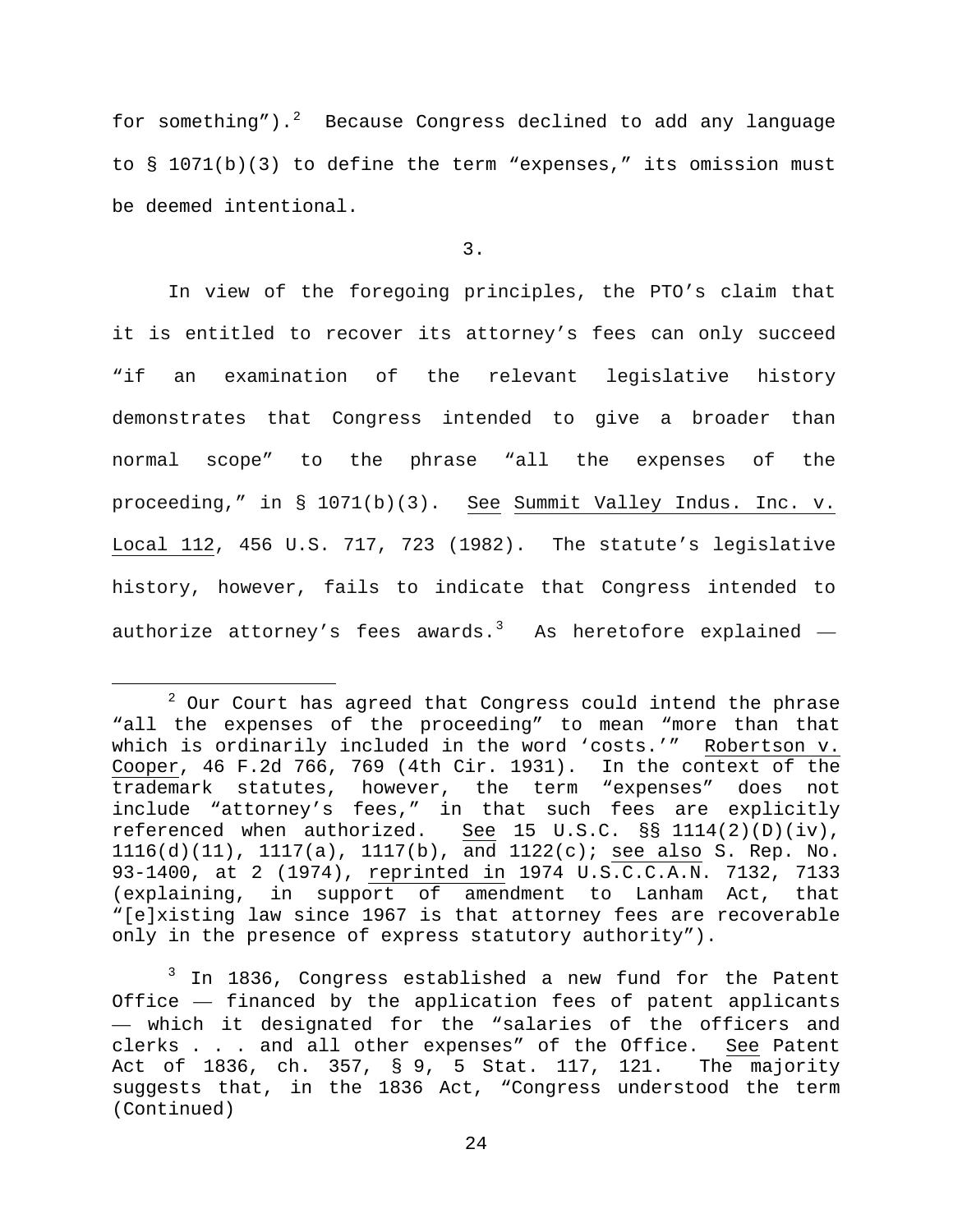for something").[2] Because Congress declined to add any language to § 1071(b)(3) to define the term "expenses," its omission must be deemed intentional.

3.

In view of the foregoing principles, the PTO's claim that it is entitled to recover its attorney's fees can only succeed "if an examination of the relevant legislative history demonstrates that Congress intended to give a broader than normal scope" to the phrase "all the expenses of the proceeding," in § 1071(b)(3). See Summit Valley Indus. Inc. v. Local 112, 456 U.S. 717, 723 (1982). The statute's legislative history, however, fails to indicate that Congress intended to authorize attorney's fees awards.[3] As heretofore explained ––

[2] Our Court has agreed that Congress could intend the phrase "all the expenses of the proceeding" to mean "more than that which is ordinarily included in the word 'costs.'" Robertson v. Cooper, 46 F.2d 766, 769 (4th Cir. 1931). In the context of the trademark statutes, however, the term "expenses" does not include "attorney's fees," in that such fees are explicitly referenced when authorized. See 15 U.S.C. §§ 1114(2)(D)(iv), 1116(d)(11), 1117(a), 1117(b), and 1122(c); see also S. Rep. No. 93-1400, at 2 (1974), reprinted in 1974 U.S.C.C.A.N. 7132, 7133 (explaining, in support of amendment to Lanham Act, that "[e]xisting law since 1967 is that attorney fees are recoverable only in the presence of express statutory authority").

[3] In 1836, Congress established a new fund for the Patent Office –– financed by the application fees of patent applicants –– which it designated for the "salaries of the officers and clerks . . . and all other expenses" of the Office. See Patent Act of 1836, ch. 357, § 9, 5 Stat. 117, 121. The majority suggests that, in the 1836 Act, "Congress understood the term (Continued)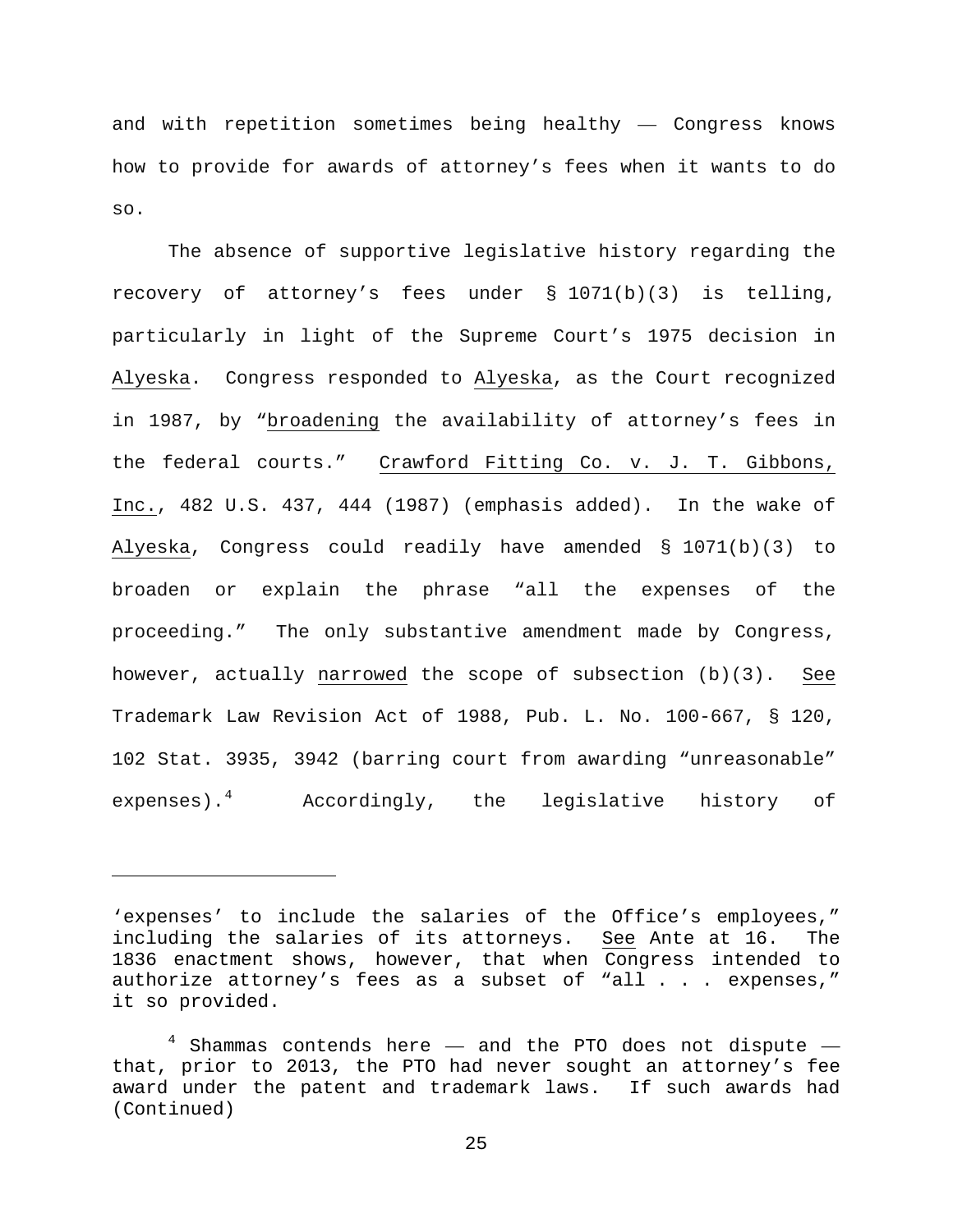and with repetition sometimes being healthy — Congress knows how to provide for awards of attorney's fees when it wants to do so.

The absence of supportive legislative history regarding the recovery of attorney's fees under § 1071(b)(3) is telling, particularly in light of the Supreme Court's 1975 decision in Alyeska. Congress responded to Alyeska, as the Court recognized in 1987, by "broadening the availability of attorney's fees in the federal courts." Crawford Fitting Co. v. J. T. Gibbons, Inc., 482 U.S. 437, 444 (1987) (emphasis added). In the wake of Alyeska, Congress could readily have amended § 1071(b)(3) to broaden or explain the phrase "all the expenses of the proceeding." The only substantive amendment made by Congress, however, actually narrowed the scope of subsection (b)(3). See Trademark Law Revision Act of 1988, Pub. L. No. 100-667, § 120, 102 Stat. 3935, 3942 (barring court from awarding "unreasonable" expenses).[4] Accordingly, the legislative history of

---

'expenses' to include the salaries of the Office's employees," including the salaries of its attorneys. See Ante at 16. The 1836 enactment shows, however, that when Congress intended to authorize attorney's fees as a subset of "all . . . expenses," it so provided.

[4] Shammas contends here — and the PTO does not dispute — that, prior to 2013, the PTO had never sought an attorney's fee award under the patent and trademark laws. If such awards had (Continued)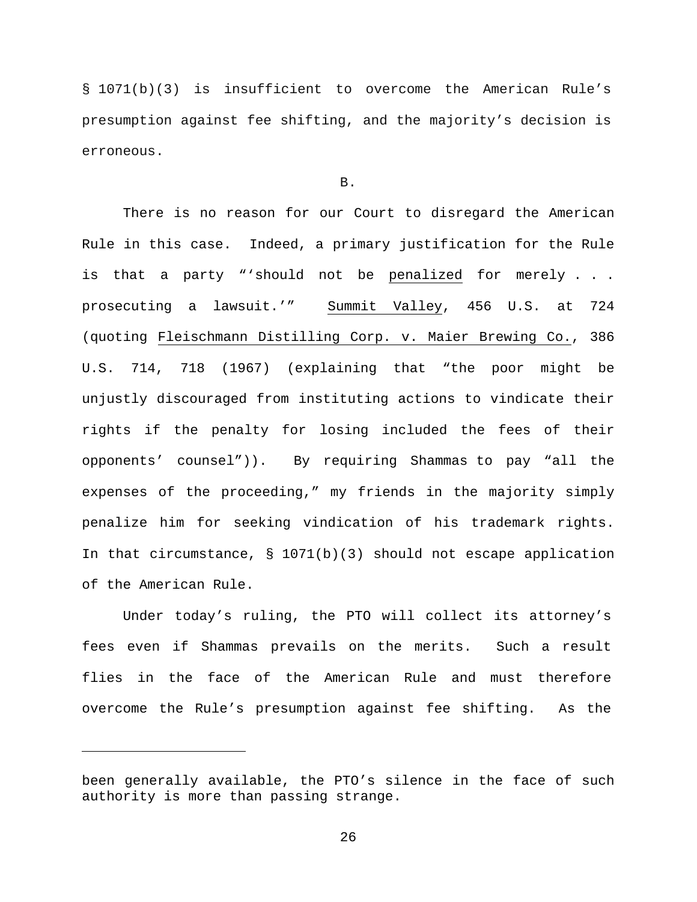§ 1071(b)(3) is insufficient to overcome the American Rule's presumption against fee shifting, and the majority's decision is erroneous.

B.

There is no reason for our Court to disregard the American Rule in this case. Indeed, a primary justification for the Rule is that a party "'should not be penalized for merely . . . prosecuting a lawsuit.'" Summit Valley, 456 U.S. at 724 (quoting Fleischmann Distilling Corp. v. Maier Brewing Co., 386 U.S. 714, 718 (1967) (explaining that "the poor might be unjustly discouraged from instituting actions to vindicate their rights if the penalty for losing included the fees of their opponents' counsel")). By requiring Shammas to pay "all the expenses of the proceeding," my friends in the majority simply penalize him for seeking vindication of his trademark rights. In that circumstance, § 1071(b)(3) should not escape application of the American Rule.

Under today's ruling, the PTO will collect its attorney's fees even if Shammas prevails on the merits. Such a result flies in the face of the American Rule and must therefore overcome the Rule's presumption against fee shifting. As the

---

been generally available, the PTO's silence in the face of such authority is more than passing strange.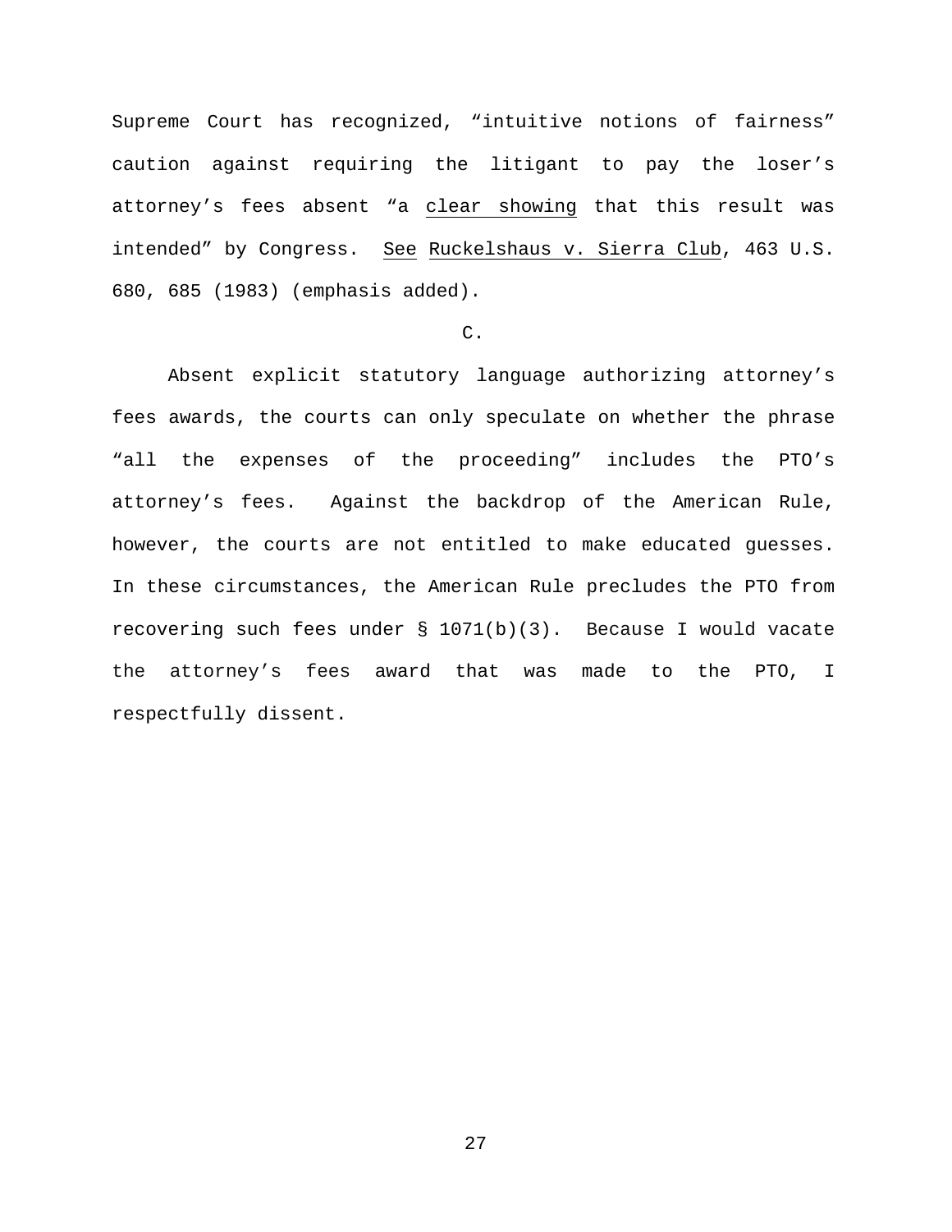Supreme Court has recognized, "intuitive notions of fairness" caution against requiring the litigant to pay the loser's attorney's fees absent "a <u>clear showing</u> that this result was intended" by Congress. <u>See</u> <u>Ruckelshaus v. Sierra Club</u>, 463 U.S. 680, 685 (1983) (emphasis added).

C.

Absent explicit statutory language authorizing attorney's fees awards, the courts can only speculate on whether the phrase "all the expenses of the proceeding" includes the PTO's attorney's fees. Against the backdrop of the American Rule, however, the courts are not entitled to make educated guesses. In these circumstances, the American Rule precludes the PTO from recovering such fees under § 1071(b)(3). Because I would vacate the attorney's fees award that was made to the PTO, I respectfully dissent.